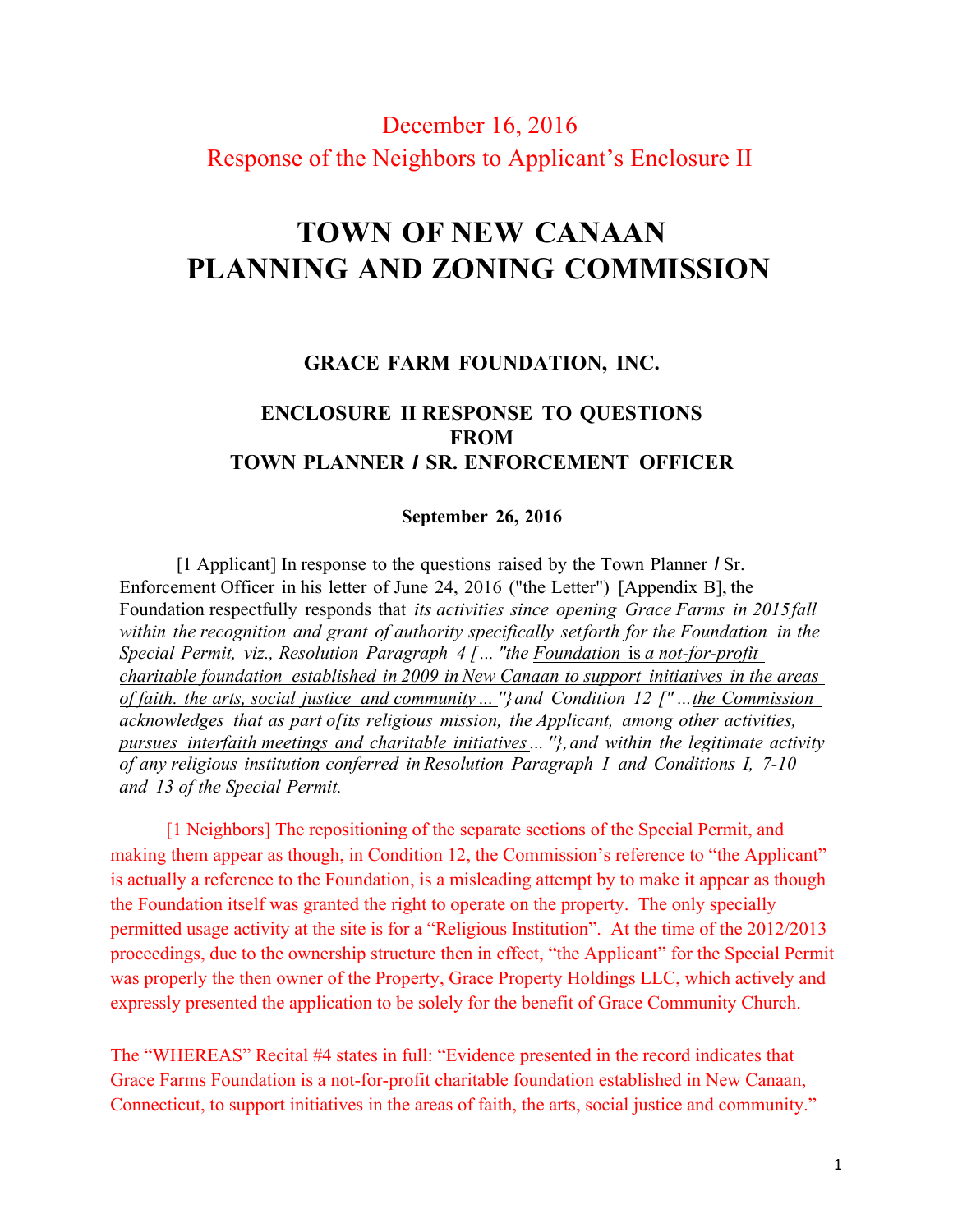December 16, 2016

Response of the Neighbors to Applicant's Enclosure II

# TOWN OF NEW CANAAN PLANNING AND ZONING COMMISSION

### GRACE FARM FOUNDATION, INC.

### ENCLOSURE II RESPONSE TO QUESTIONS FROM TOWN PLANNER / SR. ENFORCEMENT OFFICER

**September 26, 2016**

[1 Applicant] In response to the questions raised by the Town Planner / Sr. Enforcement Officer in his letter of June 24, 2016 ("the Letter") [Appendix B], the Foundation respectfully responds that *its activities since opening Grace Farms in 2015 fall within the recognition and grant of authority specifically set forth for the Foundation in the Special Permit, viz., Resolution Paragraph 4 [... "the Foundation is a not-for-profit charitable foundation established in 2009 in New Canaan to support initiatives in the areas of faith. the arts, social justice and community ..."} and Condition 12 [" ...the Commission acknowledges that as part o[its religious mission, the Applicant, among other activities, pursues interfaith meetings and charitable initiatives ... "}, and within the legitimate activity of any religious institution conferred in Resolution Paragraph I and Conditions I, 7-10 and 13 of the Special Permit.*

[1 Neighbors] The repositioning of the separate sections of the Special Permit, and making them appear as though, in Condition 12, the Commission's reference to "the Applicant" is actually a reference to the Foundation, is a misleading attempt by to make it appear as though the Foundation itself was granted the right to operate on the property. The only specially permitted usage activity at the site is for a "Religious Institution". At the time of the 2012/2013 proceedings, due to the ownership structure then in effect, "the Applicant" for the Special Permit was properly the then owner of the Property, Grace Property Holdings LLC, which actively and expressly presented the application to be solely for the benefit of Grace Community Church.

The "WHEREAS" Recital #4 states in full: "Evidence presented in the record indicates that Grace Farms Foundation is a not-for-profit charitable foundation established in New Canaan, Connecticut, to support initiatives in the areas of faith, the arts, social justice and community."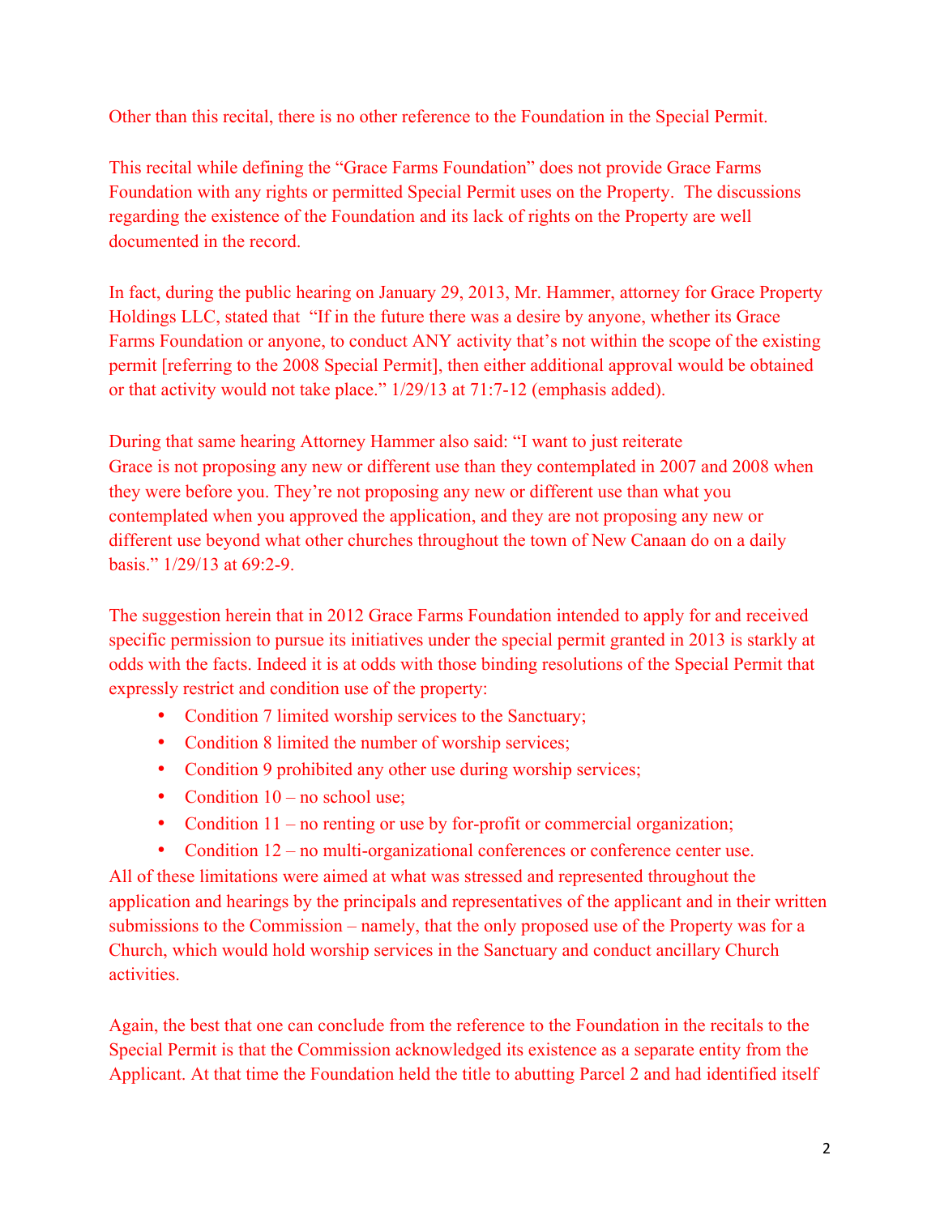Other than this recital, there is no other reference to the Foundation in the Special Permit.

This recital while defining the "Grace Farms Foundation" does not provide Grace Farms Foundation with any rights or permitted Special Permit uses on the Property. The discussions regarding the existence of the Foundation and its lack of rights on the Property are well documented in the record.

In fact, during the public hearing on January 29, 2013, Mr. Hammer, attorney for Grace Property Holdings LLC, stated that "If in the future there was a desire by anyone, whether its Grace Farms Foundation or anyone, to conduct ANY activity that's not within the scope of the existing permit [referring to the 2008 Special Permit], then either additional approval would be obtained or that activity would not take place." 1/29/13 at 71:7-12 (emphasis added).

During that same hearing Attorney Hammer also said: "I want to just reiterate Grace is not proposing any new or different use than they contemplated in 2007 and 2008 when they were before you. They're not proposing any new or different use than what you contemplated when you approved the application, and they are not proposing any new or different use beyond what other churches throughout the town of New Canaan do on a daily basis." 1/29/13 at 69:2-9.

The suggestion herein that in 2012 Grace Farms Foundation intended to apply for and received specific permission to pursue its initiatives under the special permit granted in 2013 is starkly at odds with the facts. Indeed it is at odds with those binding resolutions of the Special Permit that expressly restrict and condition use of the property:

- Condition 7 limited worship services to the Sanctuary;
- Condition 8 limited the number of worship services;
- Condition 9 prohibited any other use during worship services;
- Condition 10 – no school use;
- Condition 11 – no renting or use by for-profit or commercial organization;
- Condition 12 – no multi-organizational conferences or conference center use.

All of these limitations were aimed at what was stressed and represented throughout the application and hearings by the principals and representatives of the applicant and in their written submissions to the Commission – namely, that the only proposed use of the Property was for a Church, which would hold worship services in the Sanctuary and conduct ancillary Church activities.

Again, the best that one can conclude from the reference to the Foundation in the recitals to the Special Permit is that the Commission acknowledged its existence as a separate entity from the Applicant. At that time the Foundation held the title to abutting Parcel 2 and had identified itself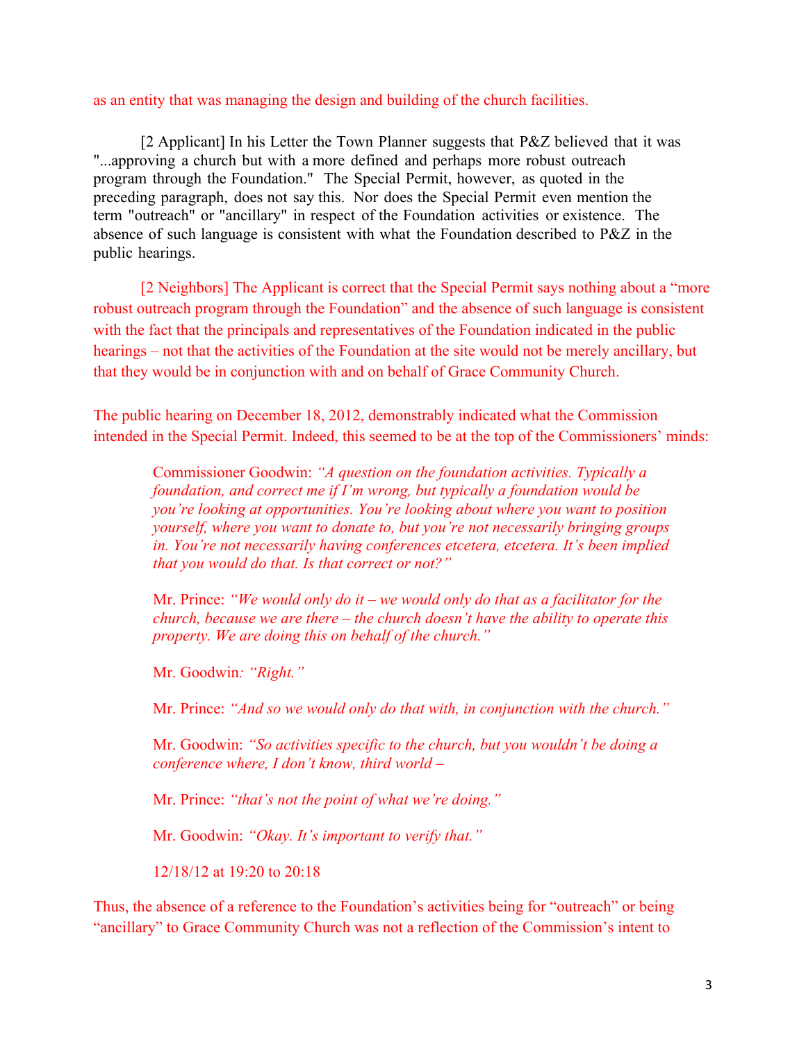as an entity that was managing the design and building of the church facilities.

[2 Applicant] In his Letter the Town Planner suggests that P&Z believed that it was "...approving a church but with a more defined and perhaps more robust outreach program through the Foundation." The Special Permit, however, as quoted in the preceding paragraph, does not say this. Nor does the Special Permit even mention the term "outreach" or "ancillary" in respect of the Foundation activities or existence. The absence of such language is consistent with what the Foundation described to P&Z in the public hearings.

[2 Neighbors] The Applicant is correct that the Special Permit says nothing about a "more robust outreach program through the Foundation" and the absence of such language is consistent with the fact that the principals and representatives of the Foundation indicated in the public hearings – not that the activities of the Foundation at the site would not be merely ancillary, but that they would be in conjunction with and on behalf of Grace Community Church.

The public hearing on December 18, 2012, demonstrably indicated what the Commission intended in the Special Permit. Indeed, this seemed to be at the top of the Commissioners' minds:

> Commissioner Goodwin: *"A question on the foundation activities. Typically a foundation, and correct me if I'm wrong, but typically a foundation would be you're looking at opportunities. You're looking about where you want to position yourself, where you want to donate to, but you're not necessarily bringing groups in. You're not necessarily having conferences etcetera, etcetera. It's been implied that you would do that. Is that correct or not?"*
>
> Mr. Prince: *"We would only do it – we would only do that as a facilitator for the church, because we are there – the church doesn't have the ability to operate this property. We are doing this on behalf of the church."*
>
> Mr. Goodwin*: "Right."*
>
> Mr. Prince: *"And so we would only do that with, in conjunction with the church."*
>
> Mr. Goodwin: *"So activities specific to the church, but you wouldn't be doing a conference where, I don't know, third world –*
>
> Mr. Prince: *"that's not the point of what we're doing."*
>
> Mr. Goodwin: *"Okay. It's important to verify that."*
>
> 12/18/12 at 19:20 to 20:18

Thus, the absence of a reference to the Foundation's activities being for "outreach" or being "ancillary" to Grace Community Church was not a reflection of the Commission's intent to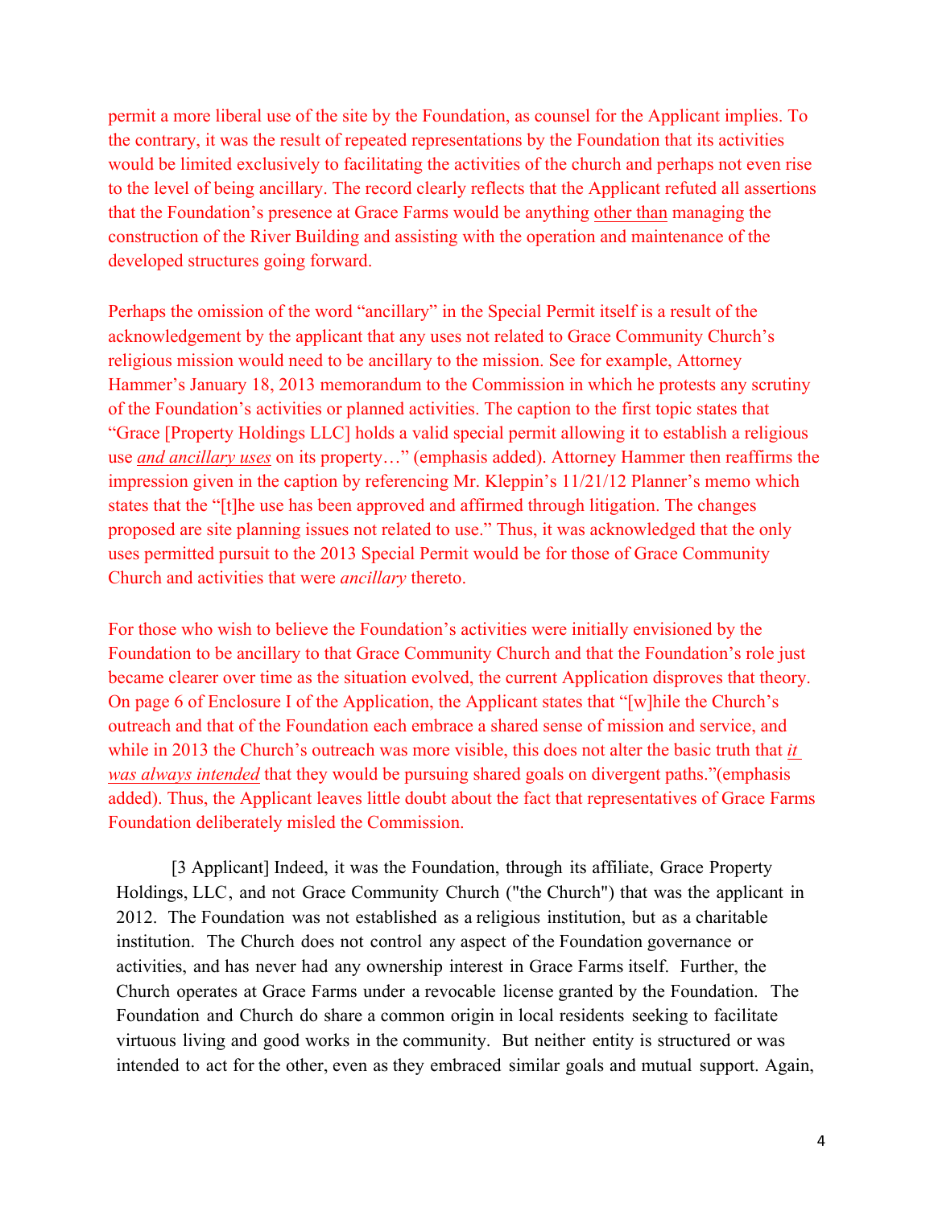permit a more liberal use of the site by the Foundation, as counsel for the Applicant implies. To the contrary, it was the result of repeated representations by the Foundation that its activities would be limited exclusively to facilitating the activities of the church and perhaps not even rise to the level of being ancillary. The record clearly reflects that the Applicant refuted all assertions that the Foundation's presence at Grace Farms would be anything <u>other than</u> managing the construction of the River Building and assisting with the operation and maintenance of the developed structures going forward.

Perhaps the omission of the word "ancillary" in the Special Permit itself is a result of the acknowledgement by the applicant that any uses not related to Grace Community Church's religious mission would need to be ancillary to the mission. See for example, Attorney Hammer's January 18, 2013 memorandum to the Commission in which he protests any scrutiny of the Foundation's activities or planned activities. The caption to the first topic states that "Grace [Property Holdings LLC] holds a valid special permit allowing it to establish a religious use <u>*and ancillary uses*</u> on its property…" (emphasis added). Attorney Hammer then reaffirms the impression given in the caption by referencing Mr. Kleppin's 11/21/12 Planner's memo which states that the "[t]he use has been approved and affirmed through litigation. The changes proposed are site planning issues not related to use." Thus, it was acknowledged that the only uses permitted pursuit to the 2013 Special Permit would be for those of Grace Community Church and activities that were *ancillary* thereto.

For those who wish to believe the Foundation's activities were initially envisioned by the Foundation to be ancillary to that Grace Community Church and that the Foundation's role just became clearer over time as the situation evolved, the current Application disproves that theory. On page 6 of Enclosure I of the Application, the Applicant states that "[w]hile the Church's outreach and that of the Foundation each embrace a shared sense of mission and service, and while in 2013 the Church's outreach was more visible, this does not alter the basic truth that <u>*it was always intended*</u> that they would be pursuing shared goals on divergent paths."(emphasis added). Thus, the Applicant leaves little doubt about the fact that representatives of Grace Farms Foundation deliberately misled the Commission.

[3 Applicant] Indeed, it was the Foundation, through its affiliate, Grace Property Holdings, LLC, and not Grace Community Church ("the Church") that was the applicant in 2012. The Foundation was not established as a religious institution, but as a charitable institution. The Church does not control any aspect of the Foundation governance or activities, and has never had any ownership interest in Grace Farms itself. Further, the Church operates at Grace Farms under a revocable license granted by the Foundation. The Foundation and Church do share a common origin in local residents seeking to facilitate virtuous living and good works in the community. But neither entity is structured or was intended to act for the other, even as they embraced similar goals and mutual support. Again,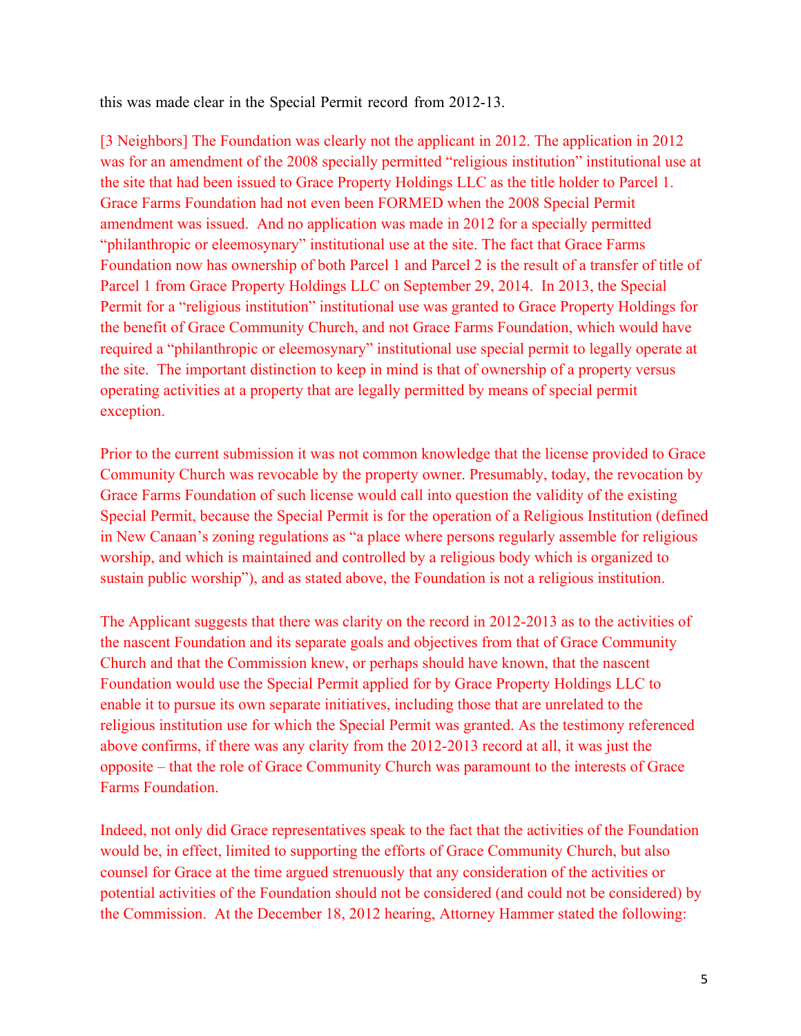this was made clear in the Special Permit record from 2012-13.

[3 Neighbors] The Foundation was clearly not the applicant in 2012. The application in 2012 was for an amendment of the 2008 specially permitted "religious institution" institutional use at the site that had been issued to Grace Property Holdings LLC as the title holder to Parcel 1. Grace Farms Foundation had not even been FORMED when the 2008 Special Permit amendment was issued. And no application was made in 2012 for a specially permitted "philanthropic or eleemosynary" institutional use at the site. The fact that Grace Farms Foundation now has ownership of both Parcel 1 and Parcel 2 is the result of a transfer of title of Parcel 1 from Grace Property Holdings LLC on September 29, 2014. In 2013, the Special Permit for a "religious institution" institutional use was granted to Grace Property Holdings for the benefit of Grace Community Church, and not Grace Farms Foundation, which would have required a "philanthropic or eleemosynary" institutional use special permit to legally operate at the site. The important distinction to keep in mind is that of ownership of a property versus operating activities at a property that are legally permitted by means of special permit exception.

Prior to the current submission it was not common knowledge that the license provided to Grace Community Church was revocable by the property owner. Presumably, today, the revocation by Grace Farms Foundation of such license would call into question the validity of the existing Special Permit, because the Special Permit is for the operation of a Religious Institution (defined in New Canaan's zoning regulations as "a place where persons regularly assemble for religious worship, and which is maintained and controlled by a religious body which is organized to sustain public worship"), and as stated above, the Foundation is not a religious institution.

The Applicant suggests that there was clarity on the record in 2012-2013 as to the activities of the nascent Foundation and its separate goals and objectives from that of Grace Community Church and that the Commission knew, or perhaps should have known, that the nascent Foundation would use the Special Permit applied for by Grace Property Holdings LLC to enable it to pursue its own separate initiatives, including those that are unrelated to the religious institution use for which the Special Permit was granted. As the testimony referenced above confirms, if there was any clarity from the 2012-2013 record at all, it was just the opposite – that the role of Grace Community Church was paramount to the interests of Grace Farms Foundation.

Indeed, not only did Grace representatives speak to the fact that the activities of the Foundation would be, in effect, limited to supporting the efforts of Grace Community Church, but also counsel for Grace at the time argued strenuously that any consideration of the activities or potential activities of the Foundation should not be considered (and could not be considered) by the Commission. At the December 18, 2012 hearing, Attorney Hammer stated the following: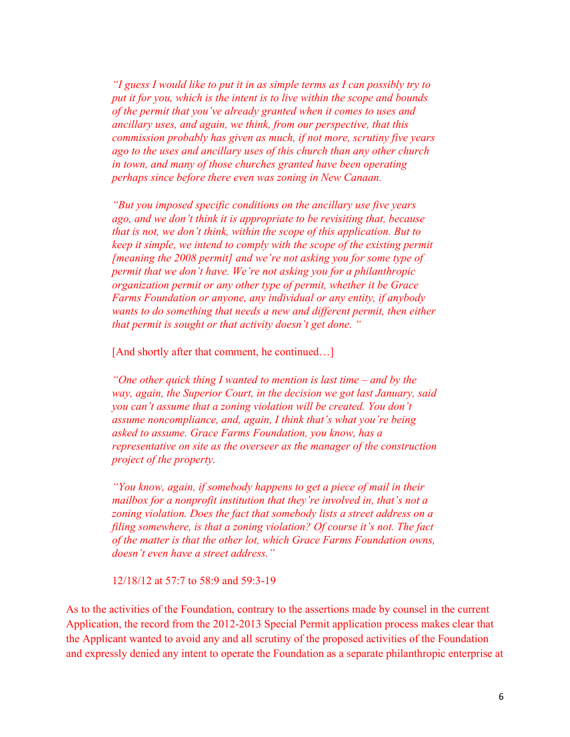> *"I guess I would like to put it in as simple terms as I can possibly try to put it for you, which is the intent is to live within the scope and bounds of the permit that you've already granted when it comes to uses and ancillary uses, and again, we think, from our perspective, that this commission probably has given as much, if not more, scrutiny five years ago to the uses and ancillary uses of this church than any other church in town, and many of those churches granted have been operating perhaps since before there even was zoning in New Canaan.*
>
> *"But you imposed specific conditions on the ancillary use five years ago, and we don't think it is appropriate to be revisiting that, because that is not, we don't think, within the scope of this application. But to keep it simple, we intend to comply with the scope of the existing permit [meaning the 2008 permit] and we're not asking you for some type of permit that we don't have. We're not asking you for a philanthropic organization permit or any other type of permit, whether it be Grace Farms Foundation or anyone, any individual or any entity, if anybody wants to do something that needs a new and different permit, then either that permit is sought or that activity doesn't get done. "*
>
> [And shortly after that comment, he continued…]
>
> *"One other quick thing I wanted to mention is last time – and by the way, again, the Superior Court, in the decision we got last January, said you can't assume that a zoning violation will be created. You don't assume noncompliance, and, again, I think that's what you're being asked to assume. Grace Farms Foundation, you know, has a representative on site as the overseer as the manager of the construction project of the property.*
>
> *"You know, again, if somebody happens to get a piece of mail in their mailbox for a nonprofit institution that they're involved in, that's not a zoning violation. Does the fact that somebody lists a street address on a filing somewhere, is that a zoning violation? Of course it's not. The fact of the matter is that the other lot, which Grace Farms Foundation owns, doesn't even have a street address."*
>
> 12/18/12 at 57:7 to 58:9 and 59:3-19

As to the activities of the Foundation, contrary to the assertions made by counsel in the current Application, the record from the 2012-2013 Special Permit application process makes clear that the Applicant wanted to avoid any and all scrutiny of the proposed activities of the Foundation and expressly denied any intent to operate the Foundation as a separate philanthropic enterprise at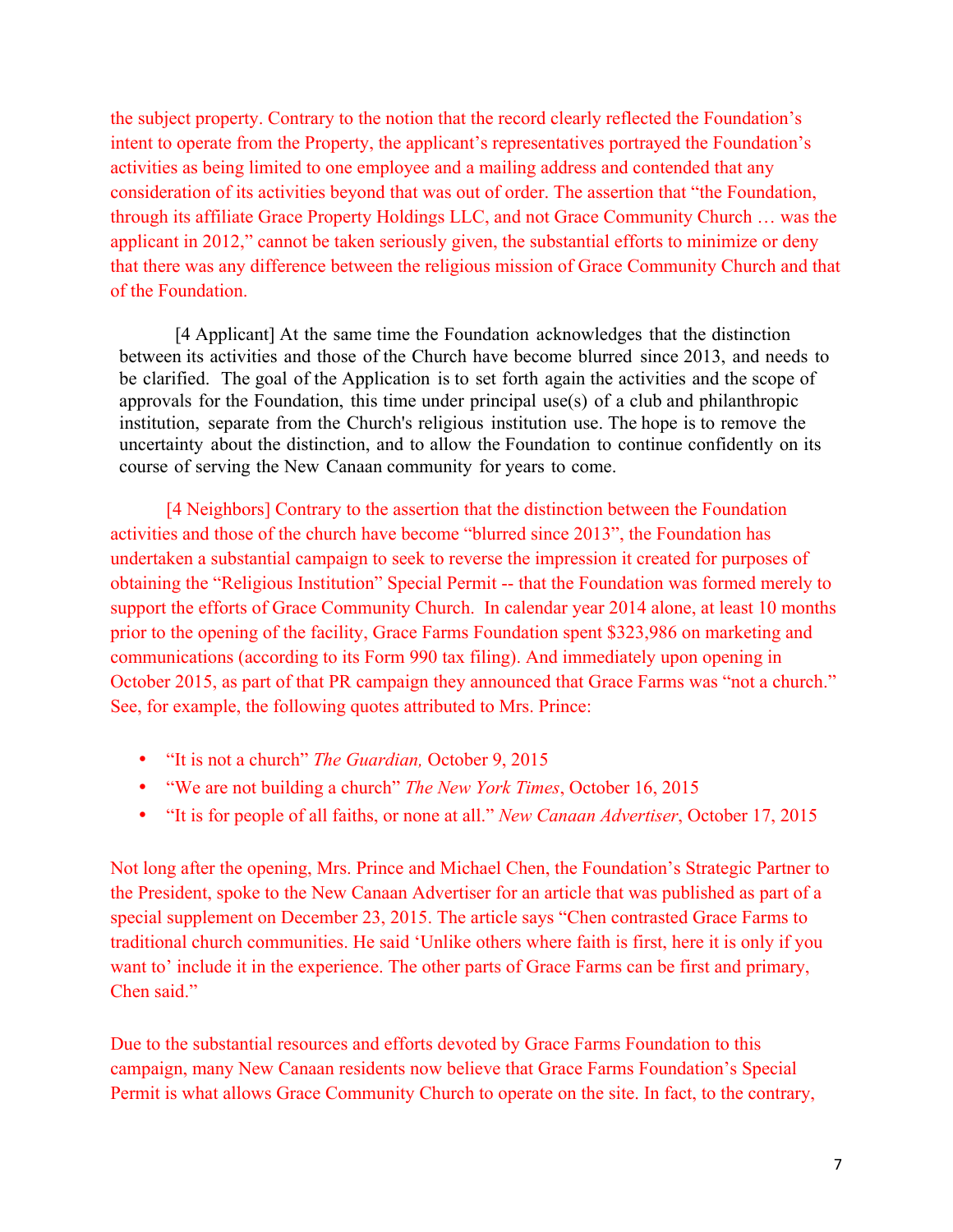the subject property. Contrary to the notion that the record clearly reflected the Foundation's intent to operate from the Property, the applicant's representatives portrayed the Foundation's activities as being limited to one employee and a mailing address and contended that any consideration of its activities beyond that was out of order. The assertion that "the Foundation, through its affiliate Grace Property Holdings LLC, and not Grace Community Church … was the applicant in 2012," cannot be taken seriously given, the substantial efforts to minimize or deny that there was any difference between the religious mission of Grace Community Church and that of the Foundation.

[4 Applicant] At the same time the Foundation acknowledges that the distinction between its activities and those of the Church have become blurred since 2013, and needs to be clarified. The goal of the Application is to set forth again the activities and the scope of approvals for the Foundation, this time under principal use(s) of a club and philanthropic institution, separate from the Church's religious institution use. The hope is to remove the uncertainty about the distinction, and to allow the Foundation to continue confidently on its course of serving the New Canaan community for years to come.

[4 Neighbors] Contrary to the assertion that the distinction between the Foundation activities and those of the church have become "blurred since 2013", the Foundation has undertaken a substantial campaign to seek to reverse the impression it created for purposes of obtaining the "Religious Institution" Special Permit -- that the Foundation was formed merely to support the efforts of Grace Community Church. In calendar year 2014 alone, at least 10 months prior to the opening of the facility, Grace Farms Foundation spent $323,986 on marketing and communications (according to its Form 990 tax filing). And immediately upon opening in October 2015, as part of that PR campaign they announced that Grace Farms was "not a church." See, for example, the following quotes attributed to Mrs. Prince:

- "It is not a church" *The Guardian,* October 9, 2015
- "We are not building a church" *The New York Times*, October 16, 2015
- "It is for people of all faiths, or none at all." *New Canaan Advertiser*, October 17, 2015

Not long after the opening, Mrs. Prince and Michael Chen, the Foundation's Strategic Partner to the President, spoke to the New Canaan Advertiser for an article that was published as part of a special supplement on December 23, 2015. The article says "Chen contrasted Grace Farms to traditional church communities. He said 'Unlike others where faith is first, here it is only if you want to' include it in the experience. The other parts of Grace Farms can be first and primary, Chen said."

Due to the substantial resources and efforts devoted by Grace Farms Foundation to this campaign, many New Canaan residents now believe that Grace Farms Foundation's Special Permit is what allows Grace Community Church to operate on the site. In fact, to the contrary,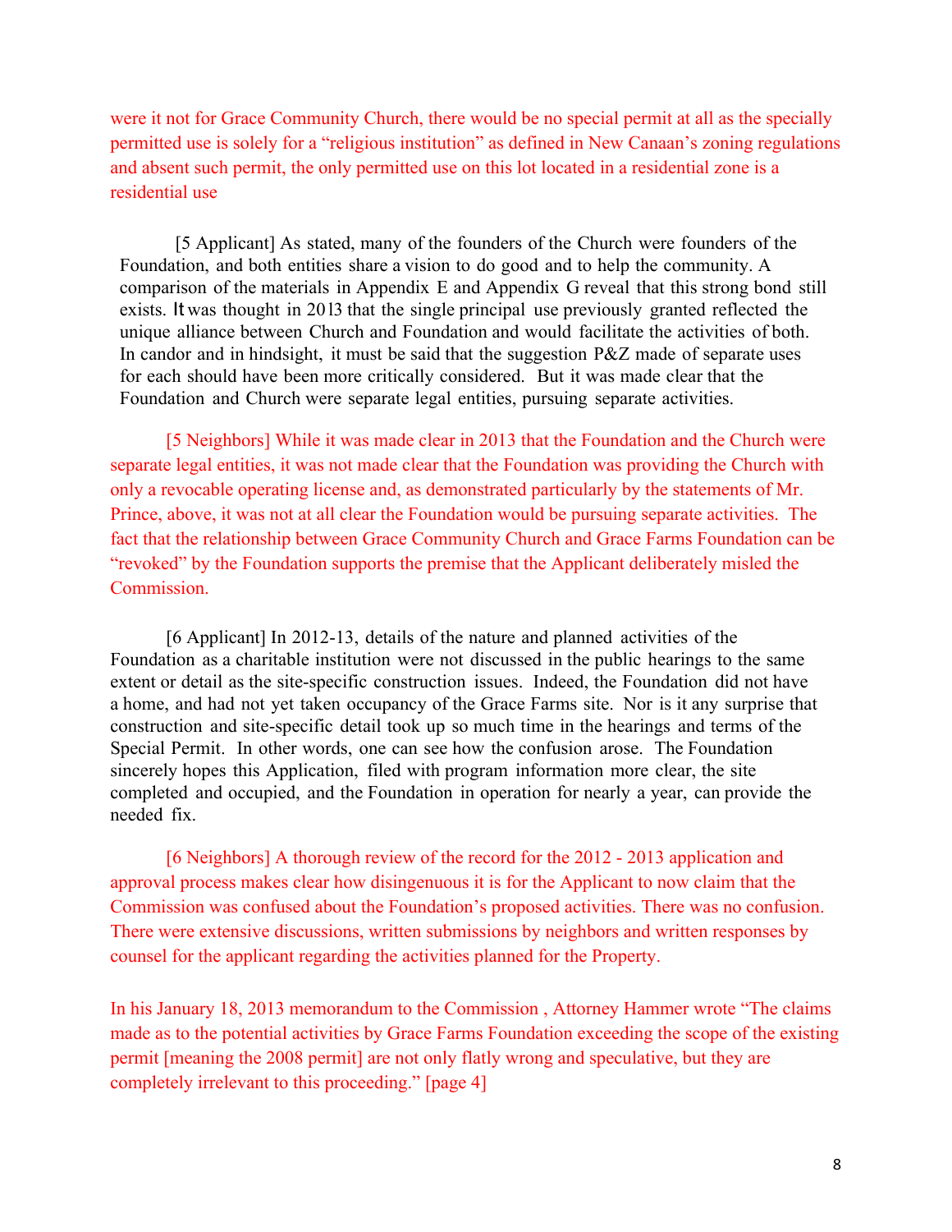were it not for Grace Community Church, there would be no special permit at all as the specially permitted use is solely for a "religious institution" as defined in New Canaan's zoning regulations and absent such permit, the only permitted use on this lot located in a residential zone is a residential use

[5 Applicant] As stated, many of the founders of the Church were founders of the Foundation, and both entities share a vision to do good and to help the community. A comparison of the materials in Appendix E and Appendix G reveal that this strong bond still exists. It was thought in 2013 that the single principal use previously granted reflected the unique alliance between Church and Foundation and would facilitate the activities of both. In candor and in hindsight, it must be said that the suggestion P&Z made of separate uses for each should have been more critically considered. But it was made clear that the Foundation and Church were separate legal entities, pursuing separate activities.

[5 Neighbors] While it was made clear in 2013 that the Foundation and the Church were separate legal entities, it was not made clear that the Foundation was providing the Church with only a revocable operating license and, as demonstrated particularly by the statements of Mr. Prince, above, it was not at all clear the Foundation would be pursuing separate activities. The fact that the relationship between Grace Community Church and Grace Farms Foundation can be "revoked" by the Foundation supports the premise that the Applicant deliberately misled the Commission.

[6 Applicant] In 2012-13, details of the nature and planned activities of the Foundation as a charitable institution were not discussed in the public hearings to the same extent or detail as the site-specific construction issues. Indeed, the Foundation did not have a home, and had not yet taken occupancy of the Grace Farms site. Nor is it any surprise that construction and site-specific detail took up so much time in the hearings and terms of the Special Permit. In other words, one can see how the confusion arose. The Foundation sincerely hopes this Application, filed with program information more clear, the site completed and occupied, and the Foundation in operation for nearly a year, can provide the needed fix.

[6 Neighbors] A thorough review of the record for the 2012 - 2013 application and approval process makes clear how disingenuous it is for the Applicant to now claim that the Commission was confused about the Foundation's proposed activities. There was no confusion. There were extensive discussions, written submissions by neighbors and written responses by counsel for the applicant regarding the activities planned for the Property.

In his January 18, 2013 memorandum to the Commission , Attorney Hammer wrote "The claims made as to the potential activities by Grace Farms Foundation exceeding the scope of the existing permit [meaning the 2008 permit] are not only flatly wrong and speculative, but they are completely irrelevant to this proceeding." [page 4]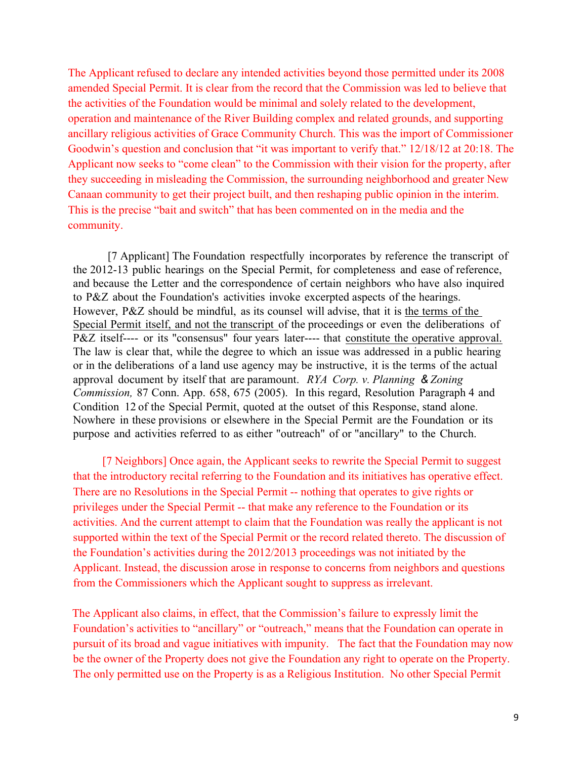The Applicant refused to declare any intended activities beyond those permitted under its 2008 amended Special Permit. It is clear from the record that the Commission was led to believe that the activities of the Foundation would be minimal and solely related to the development, operation and maintenance of the River Building complex and related grounds, and supporting ancillary religious activities of Grace Community Church. This was the import of Commissioner Goodwin's question and conclusion that "it was important to verify that." 12/18/12 at 20:18. The Applicant now seeks to "come clean" to the Commission with their vision for the property, after they succeeding in misleading the Commission, the surrounding neighborhood and greater New Canaan community to get their project built, and then reshaping public opinion in the interim. This is the precise "bait and switch" that has been commented on in the media and the community.

[7 Applicant] The Foundation respectfully incorporates by reference the transcript of the 2012-13 public hearings on the Special Permit, for completeness and ease of reference, and because the Letter and the correspondence of certain neighbors who have also inquired to P&Z about the Foundation's activities invoke excerpted aspects of the hearings. However, P&Z should be mindful, as its counsel will advise, that it is <u>the terms of the Special Permit itself, and not the transcript</u> of the proceedings or even the deliberations of P&Z itself---- or its "consensus" four years later---- that <u>constitute the operative approval.</u> The law is clear that, while the degree to which an issue was addressed in a public hearing or in the deliberations of a land use agency may be instructive, it is the terms of the actual approval document by itself that are paramount. *RYA Corp. v. Planning & Zoning Commission,* 87 Conn. App. 658, 675 (2005). In this regard, Resolution Paragraph 4 and Condition 12 of the Special Permit, quoted at the outset of this Response, stand alone. Nowhere in these provisions or elsewhere in the Special Permit are the Foundation or its purpose and activities referred to as either "outreach" of or "ancillary" to the Church.

[7 Neighbors] Once again, the Applicant seeks to rewrite the Special Permit to suggest that the introductory recital referring to the Foundation and its initiatives has operative effect. There are no Resolutions in the Special Permit -- nothing that operates to give rights or privileges under the Special Permit -- that make any reference to the Foundation or its activities. And the current attempt to claim that the Foundation was really the applicant is not supported within the text of the Special Permit or the record related thereto. The discussion of the Foundation's activities during the 2012/2013 proceedings was not initiated by the Applicant. Instead, the discussion arose in response to concerns from neighbors and questions from the Commissioners which the Applicant sought to suppress as irrelevant.

The Applicant also claims, in effect, that the Commission's failure to expressly limit the Foundation's activities to "ancillary" or "outreach," means that the Foundation can operate in pursuit of its broad and vague initiatives with impunity. The fact that the Foundation may now be the owner of the Property does not give the Foundation any right to operate on the Property. The only permitted use on the Property is as a Religious Institution. No other Special Permit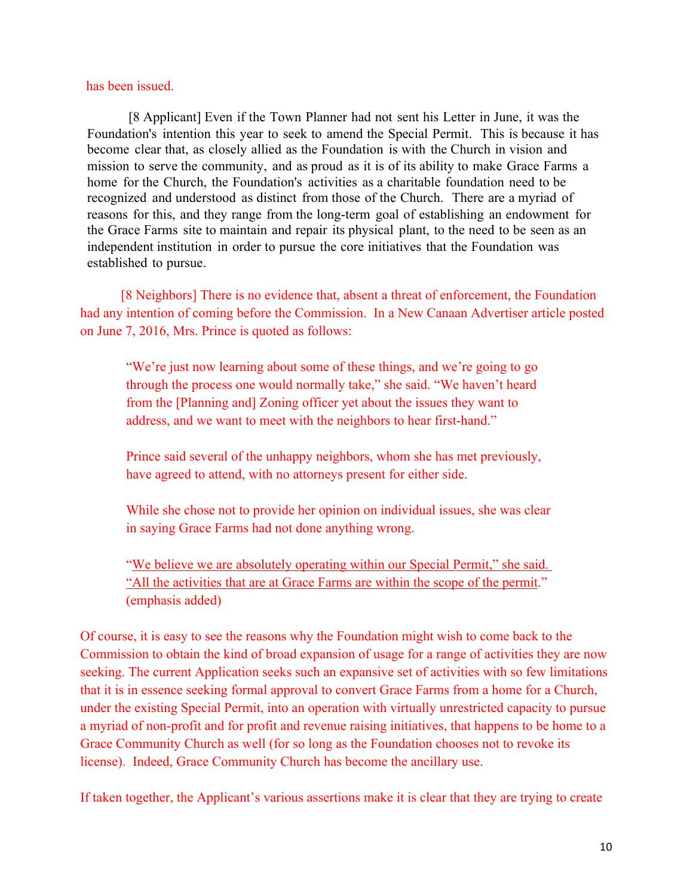has been issued.

[8 Applicant] Even if the Town Planner had not sent his Letter in June, it was the Foundation's intention this year to seek to amend the Special Permit. This is because it has become clear that, as closely allied as the Foundation is with the Church in vision and mission to serve the community, and as proud as it is of its ability to make Grace Farms a home for the Church, the Foundation's activities as a charitable foundation need to be recognized and understood as distinct from those of the Church. There are a myriad of reasons for this, and they range from the long-term goal of establishing an endowment for the Grace Farms site to maintain and repair its physical plant, to the need to be seen as an independent institution in order to pursue the core initiatives that the Foundation was established to pursue.

[8 Neighbors] There is no evidence that, absent a threat of enforcement, the Foundation had any intention of coming before the Commission. In a New Canaan Advertiser article posted on June 7, 2016, Mrs. Prince is quoted as follows:

> "We're just now learning about some of these things, and we're going to go through the process one would normally take," she said. "We haven't heard from the [Planning and] Zoning officer yet about the issues they want to address, and we want to meet with the neighbors to hear first-hand."
>
> Prince said several of the unhappy neighbors, whom she has met previously, have agreed to attend, with no attorneys present for either side.
>
> While she chose not to provide her opinion on individual issues, she was clear in saying Grace Farms had not done anything wrong.
>
> "<u>We believe we are absolutely operating within our Special Permit," she said. "All the activities that are at Grace Farms are within the scope of the permit</u>." (emphasis added)

Of course, it is easy to see the reasons why the Foundation might wish to come back to the Commission to obtain the kind of broad expansion of usage for a range of activities they are now seeking. The current Application seeks such an expansive set of activities with so few limitations that it is in essence seeking formal approval to convert Grace Farms from a home for a Church, under the existing Special Permit, into an operation with virtually unrestricted capacity to pursue a myriad of non-profit and for profit and revenue raising initiatives, that happens to be home to a Grace Community Church as well (for so long as the Foundation chooses not to revoke its license). Indeed, Grace Community Church has become the ancillary use.

If taken together, the Applicant's various assertions make it is clear that they are trying to create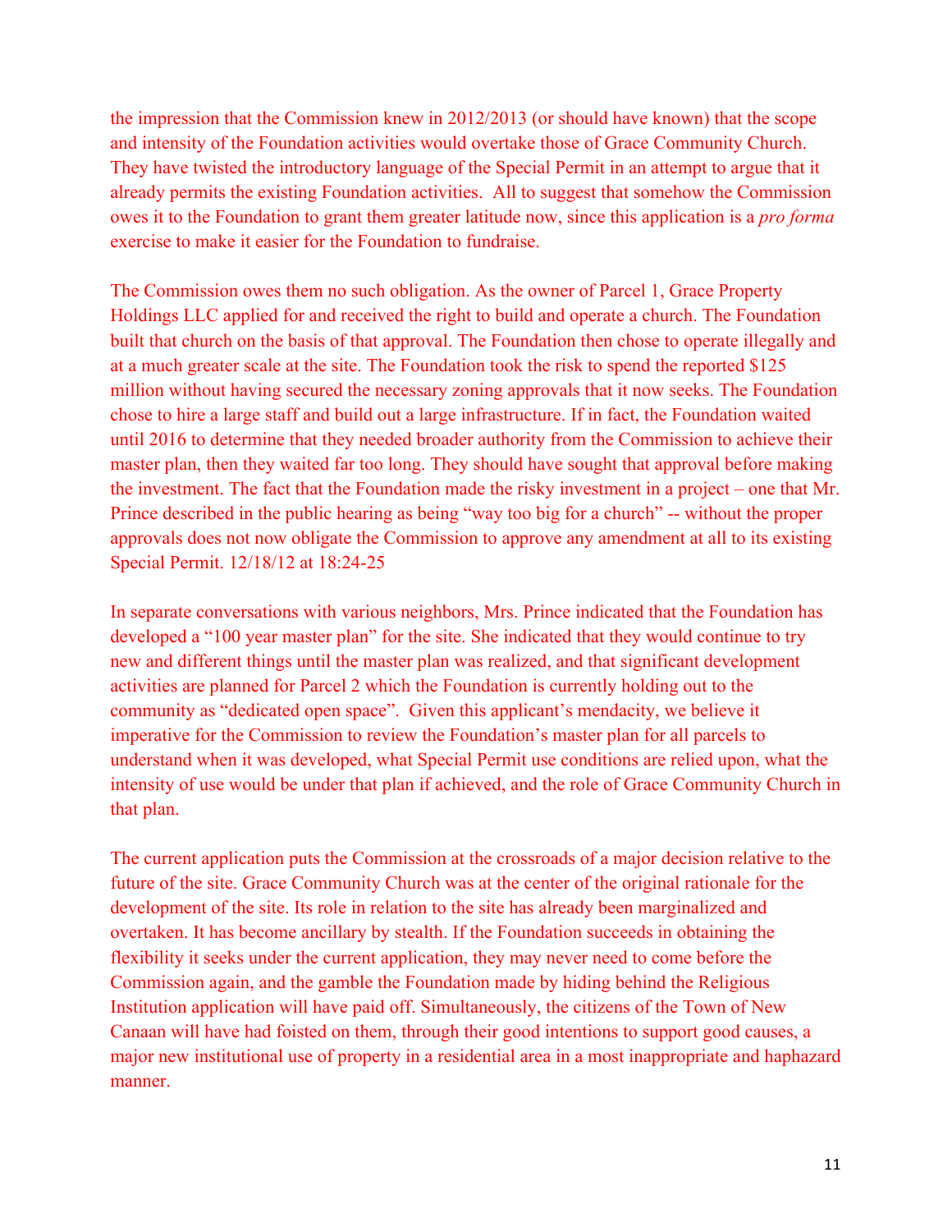the impression that the Commission knew in 2012/2013 (or should have known) that the scope and intensity of the Foundation activities would overtake those of Grace Community Church. They have twisted the introductory language of the Special Permit in an attempt to argue that it already permits the existing Foundation activities. All to suggest that somehow the Commission owes it to the Foundation to grant them greater latitude now, since this application is a *pro forma* exercise to make it easier for the Foundation to fundraise.

The Commission owes them no such obligation. As the owner of Parcel 1, Grace Property Holdings LLC applied for and received the right to build and operate a church. The Foundation built that church on the basis of that approval. The Foundation then chose to operate illegally and at a much greater scale at the site. The Foundation took the risk to spend the reported $125 million without having secured the necessary zoning approvals that it now seeks. The Foundation chose to hire a large staff and build out a large infrastructure. If in fact, the Foundation waited until 2016 to determine that they needed broader authority from the Commission to achieve their master plan, then they waited far too long. They should have sought that approval before making the investment. The fact that the Foundation made the risky investment in a project – one that Mr. Prince described in the public hearing as being "way too big for a church" -- without the proper approvals does not now obligate the Commission to approve any amendment at all to its existing Special Permit. 12/18/12 at 18:24-25

In separate conversations with various neighbors, Mrs. Prince indicated that the Foundation has developed a "100 year master plan" for the site. She indicated that they would continue to try new and different things until the master plan was realized, and that significant development activities are planned for Parcel 2 which the Foundation is currently holding out to the community as "dedicated open space". Given this applicant's mendacity, we believe it imperative for the Commission to review the Foundation's master plan for all parcels to understand when it was developed, what Special Permit use conditions are relied upon, what the intensity of use would be under that plan if achieved, and the role of Grace Community Church in that plan.

The current application puts the Commission at the crossroads of a major decision relative to the future of the site. Grace Community Church was at the center of the original rationale for the development of the site. Its role in relation to the site has already been marginalized and overtaken. It has become ancillary by stealth. If the Foundation succeeds in obtaining the flexibility it seeks under the current application, they may never need to come before the Commission again, and the gamble the Foundation made by hiding behind the Religious Institution application will have paid off. Simultaneously, the citizens of the Town of New Canaan will have had foisted on them, through their good intentions to support good causes, a major new institutional use of property in a residential area in a most inappropriate and haphazard manner.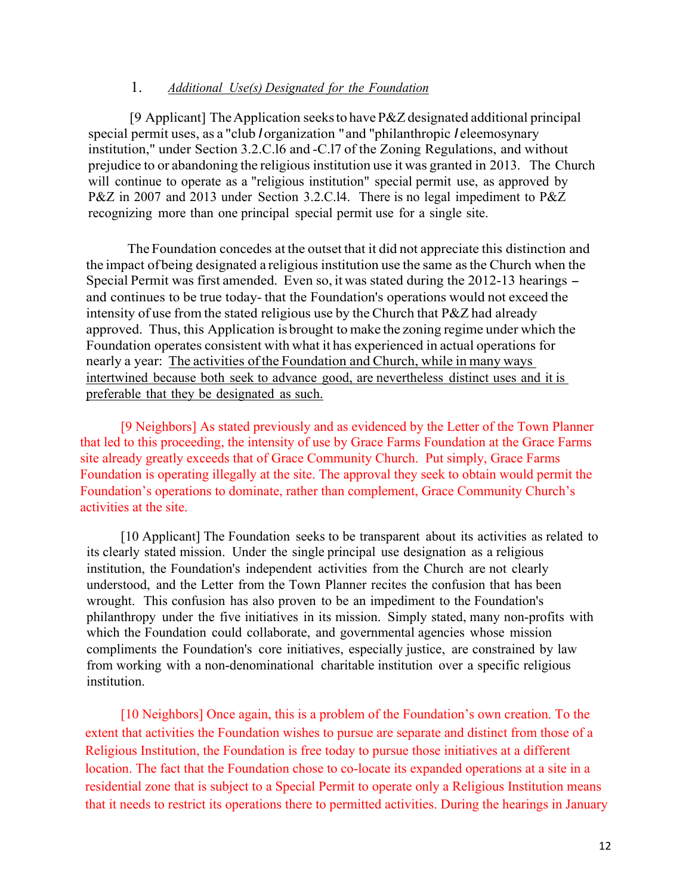1. *Additional Use(s) Designated for the Foundation*

[9 Applicant] The Application seeks to have P&Z designated additional principal special permit uses, as a "club / organization " and "philanthropic / eleemosynary institution," under Section 3.2.C.l6 and -C.l7 of the Zoning Regulations, and without prejudice to or abandoning the religious institution use it was granted in 2013. The Church will continue to operate as a "religious institution" special permit use, as approved by P&Z in 2007 and 2013 under Section 3.2.C.l4. There is no legal impediment to P&Z recognizing more than one principal special permit use for a single site.

The Foundation concedes at the outset that it did not appreciate this distinction and the impact of being designated a religious institution use the same as the Church when the Special Permit was first amended. Even so, it was stated during the 2012-13 hearings – and continues to be true today- that the Foundation's operations would not exceed the intensity of use from the stated religious use by the Church that P&Z had already approved. Thus, this Application is brought to make the zoning regime under which the Foundation operates consistent with what it has experienced in actual operations for nearly a year: <u>The activities of the Foundation and Church, while in many ways intertwined because both seek to advance good, are nevertheless distinct uses and it is preferable that they be designated as such.</u>

[9 Neighbors] As stated previously and as evidenced by the Letter of the Town Planner that led to this proceeding, the intensity of use by Grace Farms Foundation at the Grace Farms site already greatly exceeds that of Grace Community Church. Put simply, Grace Farms Foundation is operating illegally at the site. The approval they seek to obtain would permit the Foundation's operations to dominate, rather than complement, Grace Community Church's activities at the site.

[10 Applicant] The Foundation seeks to be transparent about its activities as related to its clearly stated mission. Under the single principal use designation as a religious institution, the Foundation's independent activities from the Church are not clearly understood, and the Letter from the Town Planner recites the confusion that has been wrought. This confusion has also proven to be an impediment to the Foundation's philanthropy under the five initiatives in its mission. Simply stated, many non-profits with which the Foundation could collaborate, and governmental agencies whose mission compliments the Foundation's core initiatives, especially justice, are constrained by law from working with a non-denominational charitable institution over a specific religious institution.

[10 Neighbors] Once again, this is a problem of the Foundation's own creation. To the extent that activities the Foundation wishes to pursue are separate and distinct from those of a Religious Institution, the Foundation is free today to pursue those initiatives at a different location. The fact that the Foundation chose to co-locate its expanded operations at a site in a residential zone that is subject to a Special Permit to operate only a Religious Institution means that it needs to restrict its operations there to permitted activities. During the hearings in January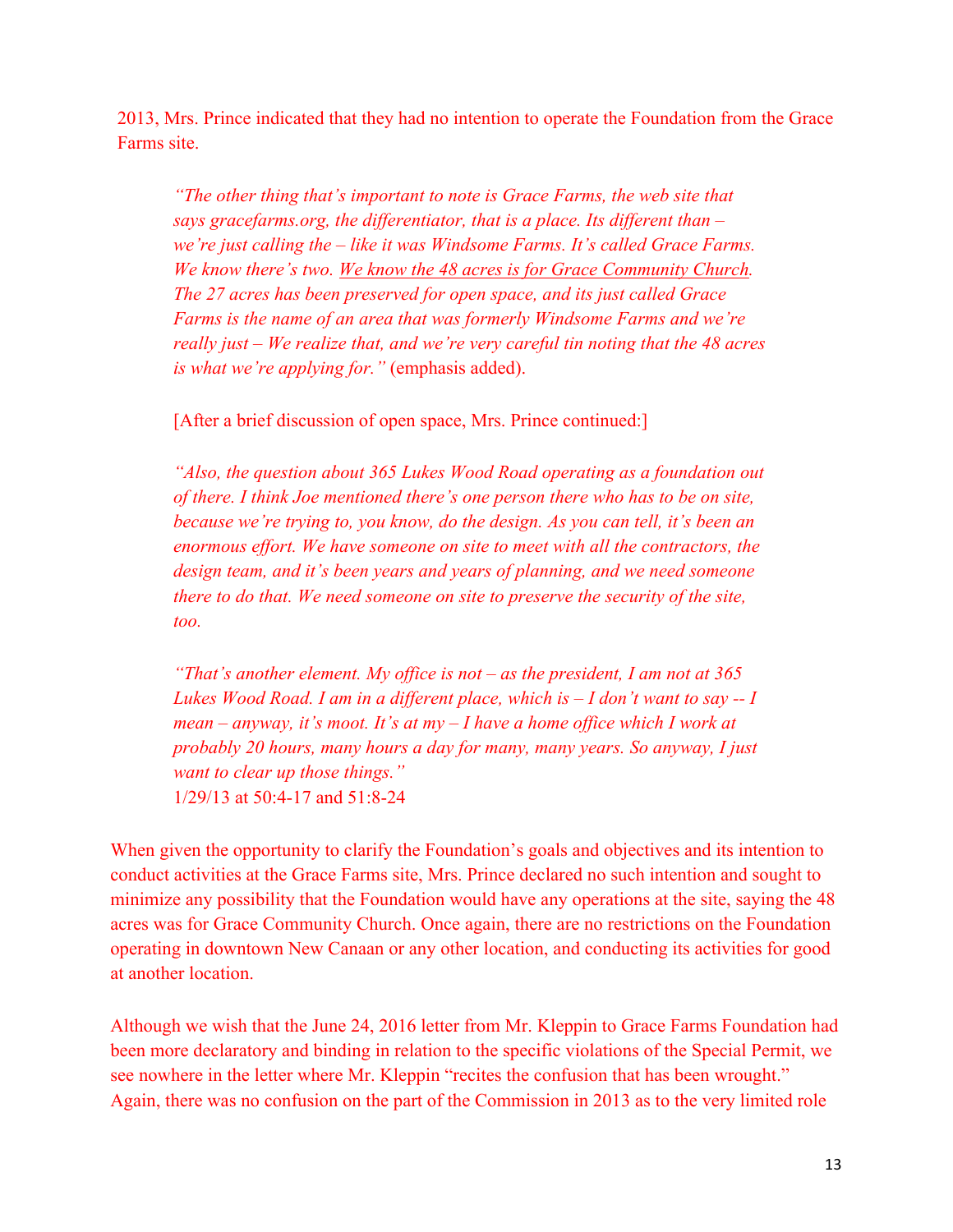2013, Mrs. Prince indicated that they had no intention to operate the Foundation from the Grace Farms site.

> *"The other thing that's important to note is Grace Farms, the web site that says gracefarms.org, the differentiator, that is a place. Its different than – we're just calling the – like it was Windsome Farms. It's called Grace Farms. We know there's two.* <u>*We know the 48 acres is for Grace Community Church*</u>*. The 27 acres has been preserved for open space, and its just called Grace Farms is the name of an area that was formerly Windsome Farms and we're really just – We realize that, and we're very careful tin noting that the 48 acres is what we're applying for."* (emphasis added).
>
> [After a brief discussion of open space, Mrs. Prince continued:]
>
> *"Also, the question about 365 Lukes Wood Road operating as a foundation out of there. I think Joe mentioned there's one person there who has to be on site, because we're trying to, you know, do the design. As you can tell, it's been an enormous effort. We have someone on site to meet with all the contractors, the design team, and it's been years and years of planning, and we need someone there to do that. We need someone on site to preserve the security of the site, too.*
>
> *"That's another element. My office is not – as the president, I am not at 365 Lukes Wood Road. I am in a different place, which is – I don't want to say -- I mean – anyway, it's moot. It's at my – I have a home office which I work at probably 20 hours, many hours a day for many, many years. So anyway, I just want to clear up those things."*
> 1/29/13 at 50:4-17 and 51:8-24

When given the opportunity to clarify the Foundation's goals and objectives and its intention to conduct activities at the Grace Farms site, Mrs. Prince declared no such intention and sought to minimize any possibility that the Foundation would have any operations at the site, saying the 48 acres was for Grace Community Church. Once again, there are no restrictions on the Foundation operating in downtown New Canaan or any other location, and conducting its activities for good at another location.

Although we wish that the June 24, 2016 letter from Mr. Kleppin to Grace Farms Foundation had been more declaratory and binding in relation to the specific violations of the Special Permit, we see nowhere in the letter where Mr. Kleppin "recites the confusion that has been wrought." Again, there was no confusion on the part of the Commission in 2013 as to the very limited role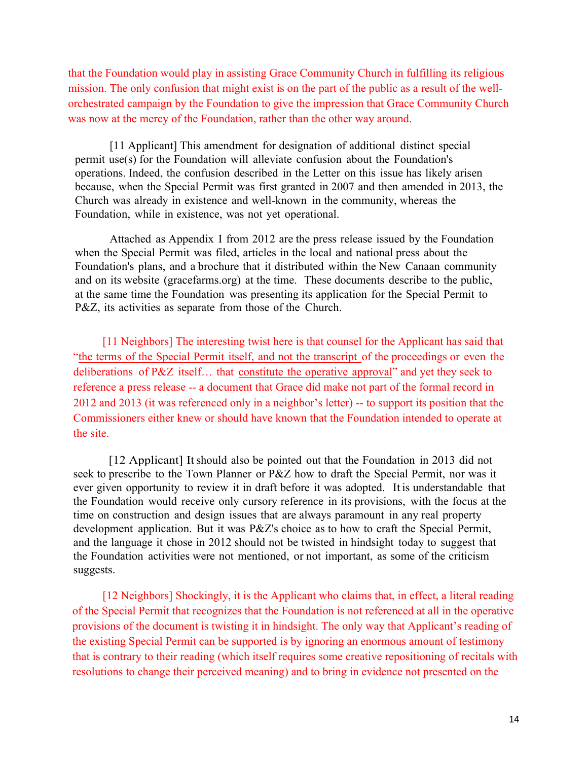that the Foundation would play in assisting Grace Community Church in fulfilling its religious mission. The only confusion that might exist is on the part of the public as a result of the well-orchestrated campaign by the Foundation to give the impression that Grace Community Church was now at the mercy of the Foundation, rather than the other way around.

[11 Applicant] This amendment for designation of additional distinct special permit use(s) for the Foundation will alleviate confusion about the Foundation's operations. Indeed, the confusion described in the Letter on this issue has likely arisen because, when the Special Permit was first granted in 2007 and then amended in 2013, the Church was already in existence and well-known in the community, whereas the Foundation, while in existence, was not yet operational.

Attached as Appendix I from 2012 are the press release issued by the Foundation when the Special Permit was filed, articles in the local and national press about the Foundation's plans, and a brochure that it distributed within the New Canaan community and on its website (gracefarms.org) at the time. These documents describe to the public, at the same time the Foundation was presenting its application for the Special Permit to P&Z, its activities as separate from those of the Church.

[11 Neighbors] The interesting twist here is that counsel for the Applicant has said that "<u>the terms of the Special Permit itself, and not the transcript</u> of the proceedings or even the deliberations of P&Z itself… that <u>constitute the operative approval</u>" and yet they seek to reference a press release -- a document that Grace did make not part of the formal record in 2012 and 2013 (it was referenced only in a neighbor's letter) -- to support its position that the Commissioners either knew or should have known that the Foundation intended to operate at the site.

[12 Applicant] It should also be pointed out that the Foundation in 2013 did not seek to prescribe to the Town Planner or P&Z how to draft the Special Permit, nor was it ever given opportunity to review it in draft before it was adopted. It is understandable that the Foundation would receive only cursory reference in its provisions, with the focus at the time on construction and design issues that are always paramount in any real property development application. But it was P&Z's choice as to how to craft the Special Permit, and the language it chose in 2012 should not be twisted in hindsight today to suggest that the Foundation activities were not mentioned, or not important, as some of the criticism suggests.

[12 Neighbors] Shockingly, it is the Applicant who claims that, in effect, a literal reading of the Special Permit that recognizes that the Foundation is not referenced at all in the operative provisions of the document is twisting it in hindsight. The only way that Applicant's reading of the existing Special Permit can be supported is by ignoring an enormous amount of testimony that is contrary to their reading (which itself requires some creative repositioning of recitals with resolutions to change their perceived meaning) and to bring in evidence not presented on the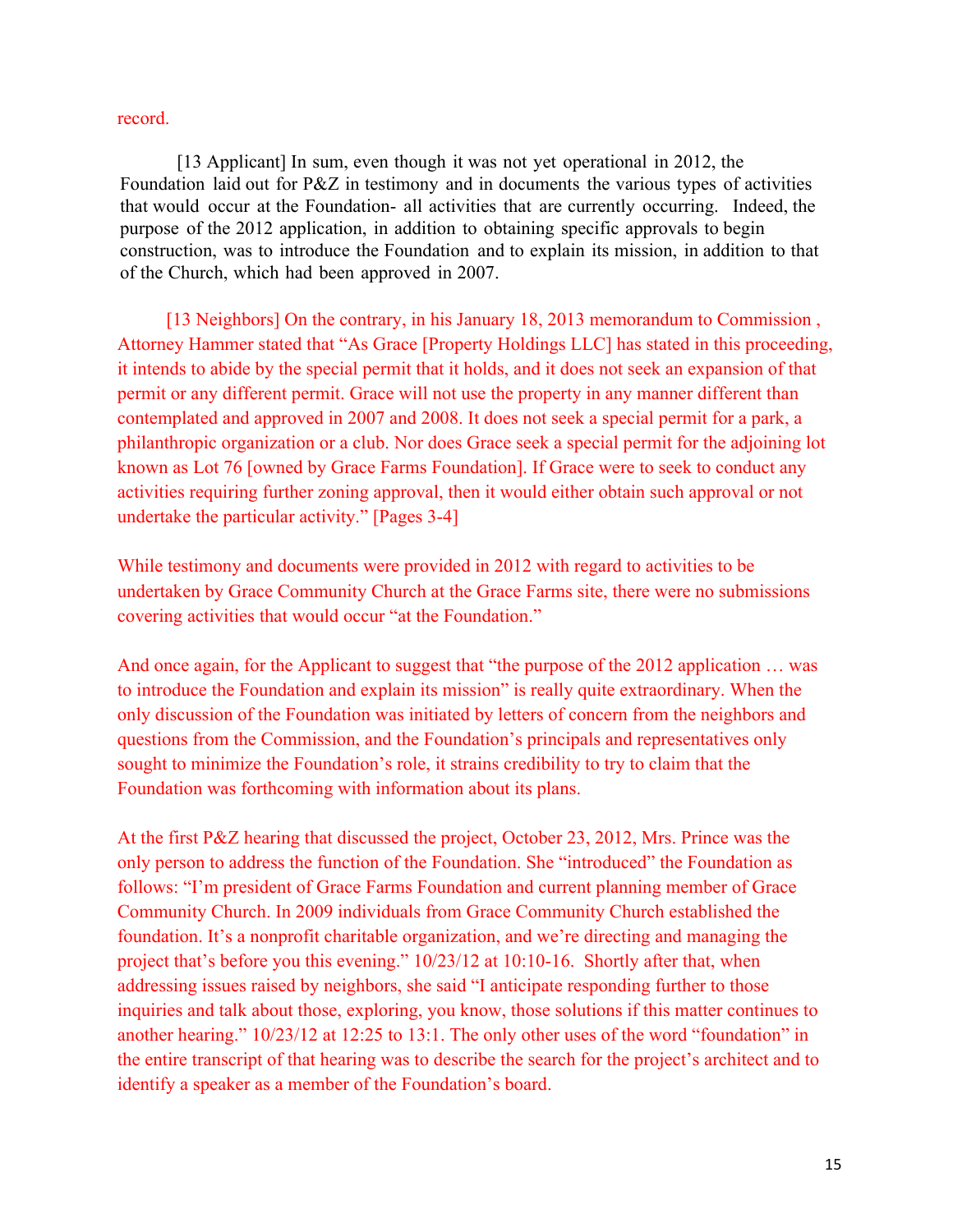record.

[13 Applicant] In sum, even though it was not yet operational in 2012, the Foundation laid out for P&Z in testimony and in documents the various types of activities that would occur at the Foundation- all activities that are currently occurring. Indeed, the purpose of the 2012 application, in addition to obtaining specific approvals to begin construction, was to introduce the Foundation and to explain its mission, in addition to that of the Church, which had been approved in 2007.

[13 Neighbors] On the contrary, in his January 18, 2013 memorandum to Commission , Attorney Hammer stated that "As Grace [Property Holdings LLC] has stated in this proceeding, it intends to abide by the special permit that it holds, and it does not seek an expansion of that permit or any different permit. Grace will not use the property in any manner different than contemplated and approved in 2007 and 2008. It does not seek a special permit for a park, a philanthropic organization or a club. Nor does Grace seek a special permit for the adjoining lot known as Lot 76 [owned by Grace Farms Foundation]. If Grace were to seek to conduct any activities requiring further zoning approval, then it would either obtain such approval or not undertake the particular activity." [Pages 3-4]

While testimony and documents were provided in 2012 with regard to activities to be undertaken by Grace Community Church at the Grace Farms site, there were no submissions covering activities that would occur "at the Foundation."

And once again, for the Applicant to suggest that "the purpose of the 2012 application … was to introduce the Foundation and explain its mission" is really quite extraordinary. When the only discussion of the Foundation was initiated by letters of concern from the neighbors and questions from the Commission, and the Foundation's principals and representatives only sought to minimize the Foundation's role, it strains credibility to try to claim that the Foundation was forthcoming with information about its plans.

At the first P&Z hearing that discussed the project, October 23, 2012, Mrs. Prince was the only person to address the function of the Foundation. She "introduced" the Foundation as follows: "I'm president of Grace Farms Foundation and current planning member of Grace Community Church. In 2009 individuals from Grace Community Church established the foundation. It's a nonprofit charitable organization, and we're directing and managing the project that's before you this evening." 10/23/12 at 10:10-16. Shortly after that, when addressing issues raised by neighbors, she said "I anticipate responding further to those inquiries and talk about those, exploring, you know, those solutions if this matter continues to another hearing." 10/23/12 at 12:25 to 13:1. The only other uses of the word "foundation" in the entire transcript of that hearing was to describe the search for the project's architect and to identify a speaker as a member of the Foundation's board.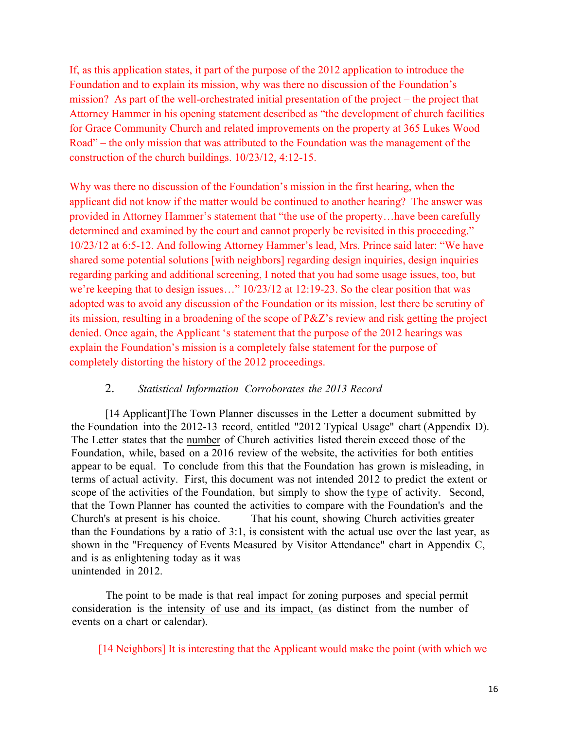If, as this application states, it part of the purpose of the 2012 application to introduce the Foundation and to explain its mission, why was there no discussion of the Foundation's mission? As part of the well-orchestrated initial presentation of the project – the project that Attorney Hammer in his opening statement described as "the development of church facilities for Grace Community Church and related improvements on the property at 365 Lukes Wood Road" – the only mission that was attributed to the Foundation was the management of the construction of the church buildings. 10/23/12, 4:12-15.

Why was there no discussion of the Foundation's mission in the first hearing, when the applicant did not know if the matter would be continued to another hearing? The answer was provided in Attorney Hammer's statement that "the use of the property…have been carefully determined and examined by the court and cannot properly be revisited in this proceeding." 10/23/12 at 6:5-12. And following Attorney Hammer's lead, Mrs. Prince said later: "We have shared some potential solutions [with neighbors] regarding design inquiries, design inquiries regarding parking and additional screening, I noted that you had some usage issues, too, but we're keeping that to design issues…" 10/23/12 at 12:19-23. So the clear position that was adopted was to avoid any discussion of the Foundation or its mission, lest there be scrutiny of its mission, resulting in a broadening of the scope of P&Z's review and risk getting the project denied. Once again, the Applicant 's statement that the purpose of the 2012 hearings was explain the Foundation's mission is a completely false statement for the purpose of completely distorting the history of the 2012 proceedings.

### 2. *Statistical Information Corroborates the 2013 Record*

[14 Applicant]The Town Planner discusses in the Letter a document submitted by the Foundation into the 2012-13 record, entitled "2012 Typical Usage" chart (Appendix D). The Letter states that the number of Church activities listed therein exceed those of the Foundation, while, based on a 2016 review of the website, the activities for both entities appear to be equal. To conclude from this that the Foundation has grown is misleading, in terms of actual activity. First, this document was not intended 2012 to predict the extent or scope of the activities of the Foundation, but simply to show the type of activity. Second, that the Town Planner has counted the activities to compare with the Foundation's and the Church's at present is his choice. That his count, showing Church activities greater than the Foundations by a ratio of 3:1, is consistent with the actual use over the last year, as shown in the "Frequency of Events Measured by Visitor Attendance" chart in Appendix C, and is as enlightening today as it was unintended in 2012.

The point to be made is that real impact for zoning purposes and special permit consideration is the intensity of use and its impact, (as distinct from the number of events on a chart or calendar).

[14 Neighbors] It is interesting that the Applicant would make the point (with which we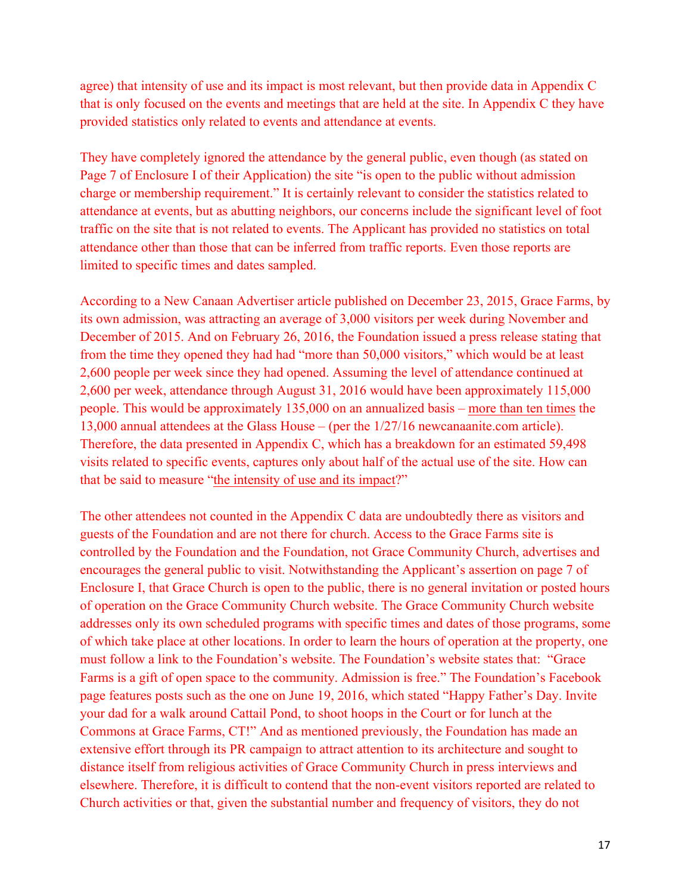agree) that intensity of use and its impact is most relevant, but then provide data in Appendix C that is only focused on the events and meetings that are held at the site. In Appendix C they have provided statistics only related to events and attendance at events.

They have completely ignored the attendance by the general public, even though (as stated on Page 7 of Enclosure I of their Application) the site "is open to the public without admission charge or membership requirement." It is certainly relevant to consider the statistics related to attendance at events, but as abutting neighbors, our concerns include the significant level of foot traffic on the site that is not related to events. The Applicant has provided no statistics on total attendance other than those that can be inferred from traffic reports. Even those reports are limited to specific times and dates sampled.

According to a New Canaan Advertiser article published on December 23, 2015, Grace Farms, by its own admission, was attracting an average of 3,000 visitors per week during November and December of 2015. And on February 26, 2016, the Foundation issued a press release stating that from the time they opened they had had "more than 50,000 visitors," which would be at least 2,600 people per week since they had opened. Assuming the level of attendance continued at 2,600 per week, attendance through August 31, 2016 would have been approximately 115,000 people. This would be approximately 135,000 on an annualized basis – <u>more than ten times</u> the 13,000 annual attendees at the Glass House – (per the 1/27/16 newcanaanite.com article). Therefore, the data presented in Appendix C, which has a breakdown for an estimated 59,498 visits related to specific events, captures only about half of the actual use of the site. How can that be said to measure "<u>the intensity of use and its impact</u>?"

The other attendees not counted in the Appendix C data are undoubtedly there as visitors and guests of the Foundation and are not there for church. Access to the Grace Farms site is controlled by the Foundation and the Foundation, not Grace Community Church, advertises and encourages the general public to visit. Notwithstanding the Applicant's assertion on page 7 of Enclosure I, that Grace Church is open to the public, there is no general invitation or posted hours of operation on the Grace Community Church website. The Grace Community Church website addresses only its own scheduled programs with specific times and dates of those programs, some of which take place at other locations. In order to learn the hours of operation at the property, one must follow a link to the Foundation's website. The Foundation's website states that: "Grace Farms is a gift of open space to the community. Admission is free." The Foundation's Facebook page features posts such as the one on June 19, 2016, which stated "Happy Father's Day. Invite your dad for a walk around Cattail Pond, to shoot hoops in the Court or for lunch at the Commons at Grace Farms, CT!" And as mentioned previously, the Foundation has made an extensive effort through its PR campaign to attract attention to its architecture and sought to distance itself from religious activities of Grace Community Church in press interviews and elsewhere. Therefore, it is difficult to contend that the non-event visitors reported are related to Church activities or that, given the substantial number and frequency of visitors, they do not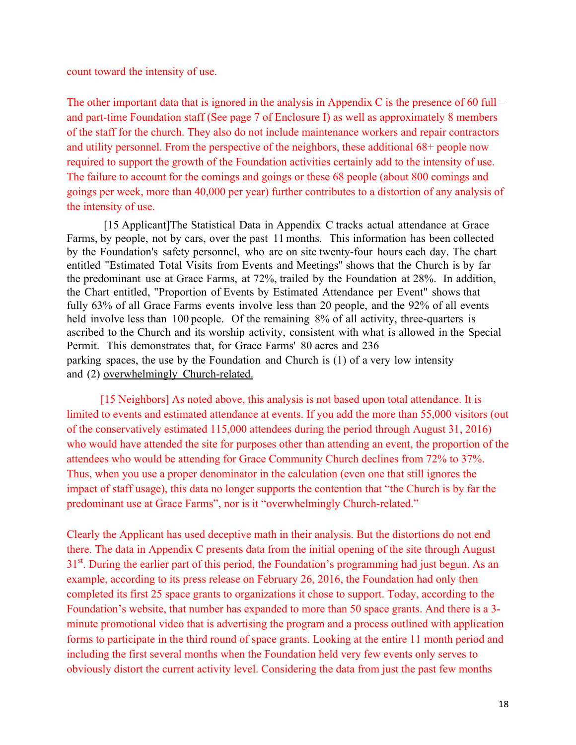count toward the intensity of use.

The other important data that is ignored in the analysis in Appendix C is the presence of 60 full – and part-time Foundation staff (See page 7 of Enclosure I) as well as approximately 8 members of the staff for the church. They also do not include maintenance workers and repair contractors and utility personnel. From the perspective of the neighbors, these additional 68+ people now required to support the growth of the Foundation activities certainly add to the intensity of use. The failure to account for the comings and goings or these 68 people (about 800 comings and goings per week, more than 40,000 per year) further contributes to a distortion of any analysis of the intensity of use.

[15 Applicant]The Statistical Data in Appendix C tracks actual attendance at Grace Farms, by people, not by cars, over the past 11 months. This information has been collected by the Foundation's safety personnel, who are on site twenty-four hours each day. The chart entitled "Estimated Total Visits from Events and Meetings" shows that the Church is by far the predominant use at Grace Farms, at 72%, trailed by the Foundation at 28%. In addition, the Chart entitled, "Proportion of Events by Estimated Attendance per Event" shows that fully 63% of all Grace Farms events involve less than 20 people, and the 92% of all events held involve less than 100 people. Of the remaining 8% of all activity, three-quarters is ascribed to the Church and its worship activity, consistent with what is allowed in the Special Permit. This demonstrates that, for Grace Farms' 80 acres and 236 parking spaces, the use by the Foundation and Church is (1) of a very low intensity and (2) <u>overwhelmingly Church-related.</u>

[15 Neighbors] As noted above, this analysis is not based upon total attendance. It is limited to events and estimated attendance at events. If you add the more than 55,000 visitors (out of the conservatively estimated 115,000 attendees during the period through August 31, 2016) who would have attended the site for purposes other than attending an event, the proportion of the attendees who would be attending for Grace Community Church declines from 72% to 37%. Thus, when you use a proper denominator in the calculation (even one that still ignores the impact of staff usage), this data no longer supports the contention that "the Church is by far the predominant use at Grace Farms", nor is it "overwhelmingly Church-related."

Clearly the Applicant has used deceptive math in their analysis. But the distortions do not end there. The data in Appendix C presents data from the initial opening of the site through August 31st. During the earlier part of this period, the Foundation's programming had just begun. As an example, according to its press release on February 26, 2016, the Foundation had only then completed its first 25 space grants to organizations it chose to support. Today, according to the Foundation's website, that number has expanded to more than 50 space grants. And there is a 3-minute promotional video that is advertising the program and a process outlined with application forms to participate in the third round of space grants. Looking at the entire 11 month period and including the first several months when the Foundation held very few events only serves to obviously distort the current activity level. Considering the data from just the past few months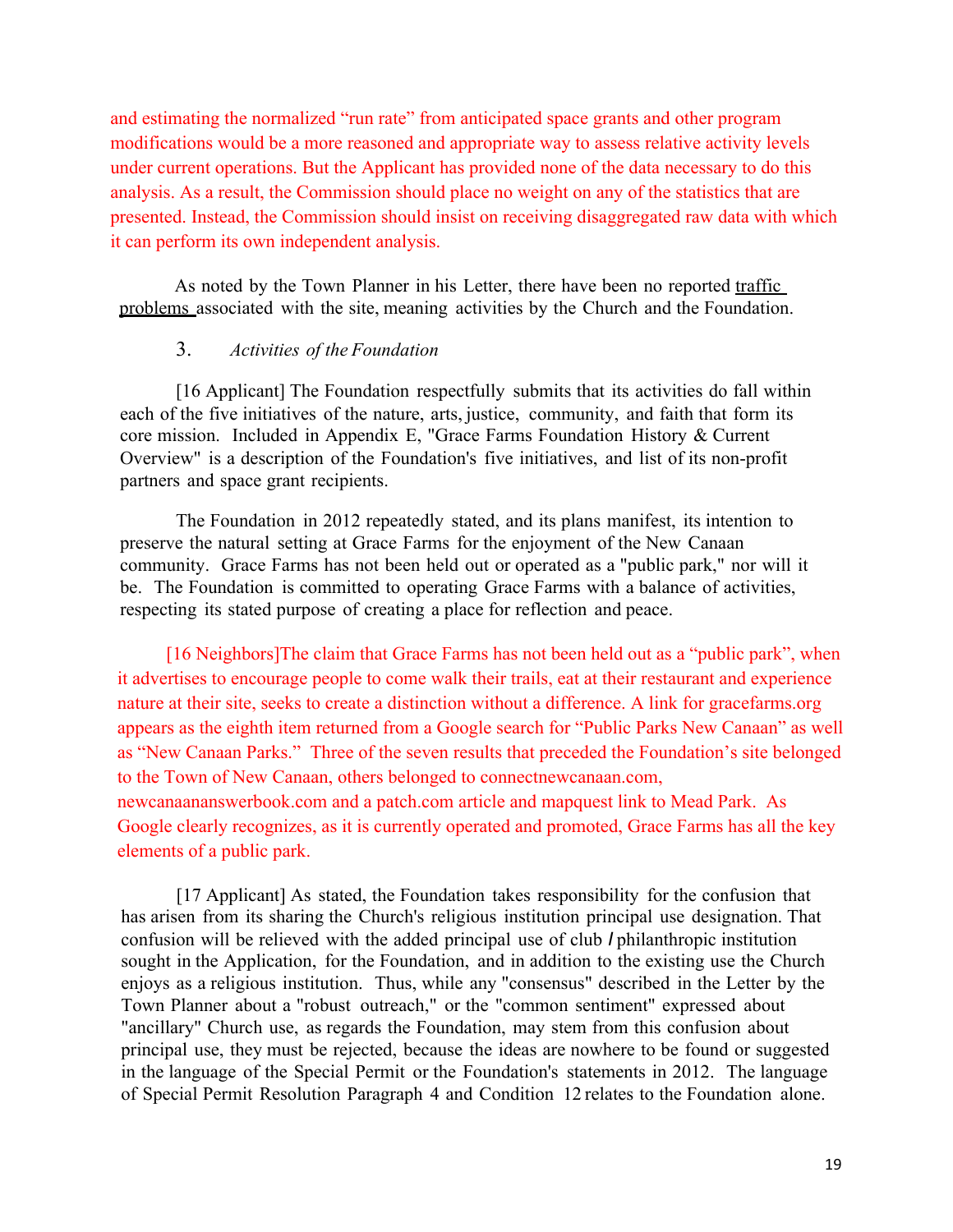and estimating the normalized "run rate" from anticipated space grants and other program modifications would be a more reasoned and appropriate way to assess relative activity levels under current operations. But the Applicant has provided none of the data necessary to do this analysis. As a result, the Commission should place no weight on any of the statistics that are presented. Instead, the Commission should insist on receiving disaggregated raw data with which it can perform its own independent analysis.

As noted by the Town Planner in his Letter, there have been no reported <u>traffic problems</u> associated with the site, meaning activities by the Church and the Foundation.

3. *Activities of the Foundation*

[16 Applicant] The Foundation respectfully submits that its activities do fall within each of the five initiatives of the nature, arts, justice, community, and faith that form its core mission. Included in Appendix E, "Grace Farms Foundation History & Current Overview" is a description of the Foundation's five initiatives, and list of its non-profit partners and space grant recipients.

The Foundation in 2012 repeatedly stated, and its plans manifest, its intention to preserve the natural setting at Grace Farms for the enjoyment of the New Canaan community. Grace Farms has not been held out or operated as a "public park," nor will it be. The Foundation is committed to operating Grace Farms with a balance of activities, respecting its stated purpose of creating a place for reflection and peace.

[16 Neighbors]The claim that Grace Farms has not been held out as a "public park", when it advertises to encourage people to come walk their trails, eat at their restaurant and experience nature at their site, seeks to create a distinction without a difference. A link for gracefarms.org appears as the eighth item returned from a Google search for "Public Parks New Canaan" as well as "New Canaan Parks." Three of the seven results that preceded the Foundation's site belonged to the Town of New Canaan, others belonged to connectnewcanaan.com, newcanaananswerbook.com and a patch.com article and mapquest link to Mead Park. As Google clearly recognizes, as it is currently operated and promoted, Grace Farms has all the key elements of a public park.

[17 Applicant] As stated, the Foundation takes responsibility for the confusion that has arisen from its sharing the Church's religious institution principal use designation. That confusion will be relieved with the added principal use of club / philanthropic institution sought in the Application, for the Foundation, and in addition to the existing use the Church enjoys as a religious institution. Thus, while any "consensus" described in the Letter by the Town Planner about a "robust outreach," or the "common sentiment" expressed about "ancillary" Church use, as regards the Foundation, may stem from this confusion about principal use, they must be rejected, because the ideas are nowhere to be found or suggested in the language of the Special Permit or the Foundation's statements in 2012. The language of Special Permit Resolution Paragraph 4 and Condition 12 relates to the Foundation alone.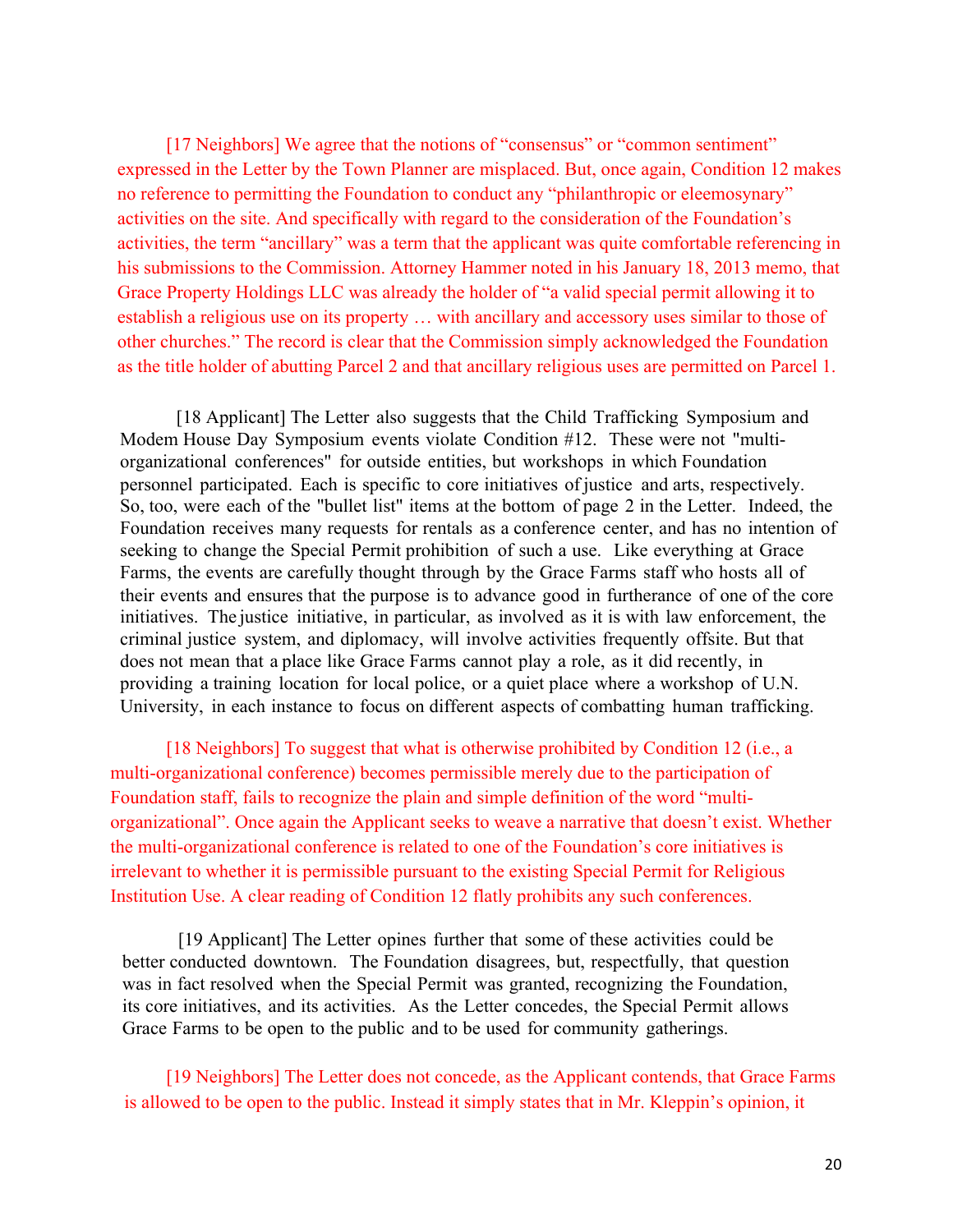[17 Neighbors] We agree that the notions of "consensus" or "common sentiment" expressed in the Letter by the Town Planner are misplaced. But, once again, Condition 12 makes no reference to permitting the Foundation to conduct any "philanthropic or eleemosynary" activities on the site. And specifically with regard to the consideration of the Foundation's activities, the term "ancillary" was a term that the applicant was quite comfortable referencing in his submissions to the Commission. Attorney Hammer noted in his January 18, 2013 memo, that Grace Property Holdings LLC was already the holder of "a valid special permit allowing it to establish a religious use on its property … with ancillary and accessory uses similar to those of other churches." The record is clear that the Commission simply acknowledged the Foundation as the title holder of abutting Parcel 2 and that ancillary religious uses are permitted on Parcel 1.

[18 Applicant] The Letter also suggests that the Child Trafficking Symposium and Modem House Day Symposium events violate Condition #12. These were not "multi-organizational conferences" for outside entities, but workshops in which Foundation personnel participated. Each is specific to core initiatives of justice and arts, respectively. So, too, were each of the "bullet list" items at the bottom of page 2 in the Letter. Indeed, the Foundation receives many requests for rentals as a conference center, and has no intention of seeking to change the Special Permit prohibition of such a use. Like everything at Grace Farms, the events are carefully thought through by the Grace Farms staff who hosts all of their events and ensures that the purpose is to advance good in furtherance of one of the core initiatives. The justice initiative, in particular, as involved as it is with law enforcement, the criminal justice system, and diplomacy, will involve activities frequently offsite. But that does not mean that a place like Grace Farms cannot play a role, as it did recently, in providing a training location for local police, or a quiet place where a workshop of U.N. University, in each instance to focus on different aspects of combatting human trafficking.

[18 Neighbors] To suggest that what is otherwise prohibited by Condition 12 (i.e., a multi-organizational conference) becomes permissible merely due to the participation of Foundation staff, fails to recognize the plain and simple definition of the word "multi-organizational". Once again the Applicant seeks to weave a narrative that doesn't exist. Whether the multi-organizational conference is related to one of the Foundation's core initiatives is irrelevant to whether it is permissible pursuant to the existing Special Permit for Religious Institution Use. A clear reading of Condition 12 flatly prohibits any such conferences.

[19 Applicant] The Letter opines further that some of these activities could be better conducted downtown. The Foundation disagrees, but, respectfully, that question was in fact resolved when the Special Permit was granted, recognizing the Foundation, its core initiatives, and its activities. As the Letter concedes, the Special Permit allows Grace Farms to be open to the public and to be used for community gatherings.

[19 Neighbors] The Letter does not concede, as the Applicant contends, that Grace Farms is allowed to be open to the public. Instead it simply states that in Mr. Kleppin's opinion, it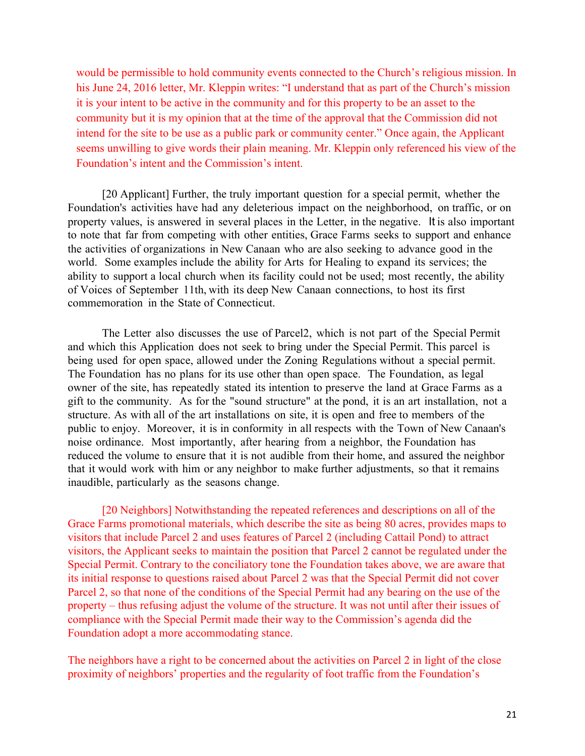would be permissible to hold community events connected to the Church's religious mission. In his June 24, 2016 letter, Mr. Kleppin writes: "I understand that as part of the Church's mission it is your intent to be active in the community and for this property to be an asset to the community but it is my opinion that at the time of the approval that the Commission did not intend for the site to be use as a public park or community center." Once again, the Applicant seems unwilling to give words their plain meaning. Mr. Kleppin only referenced his view of the Foundation's intent and the Commission's intent.

[20 Applicant] Further, the truly important question for a special permit, whether the Foundation's activities have had any deleterious impact on the neighborhood, on traffic, or on property values, is answered in several places in the Letter, in the negative. It is also important to note that far from competing with other entities, Grace Farms seeks to support and enhance the activities of organizations in New Canaan who are also seeking to advance good in the world. Some examples include the ability for Arts for Healing to expand its services; the ability to support a local church when its facility could not be used; most recently, the ability of Voices of September 11th, with its deep New Canaan connections, to host its first commemoration in the State of Connecticut.

The Letter also discusses the use of Parcel2, which is not part of the Special Permit and which this Application does not seek to bring under the Special Permit. This parcel is being used for open space, allowed under the Zoning Regulations without a special permit. The Foundation has no plans for its use other than open space. The Foundation, as legal owner of the site, has repeatedly stated its intention to preserve the land at Grace Farms as a gift to the community. As for the "sound structure" at the pond, it is an art installation, not a structure. As with all of the art installations on site, it is open and free to members of the public to enjoy. Moreover, it is in conformity in all respects with the Town of New Canaan's noise ordinance. Most importantly, after hearing from a neighbor, the Foundation has reduced the volume to ensure that it is not audible from their home, and assured the neighbor that it would work with him or any neighbor to make further adjustments, so that it remains inaudible, particularly as the seasons change.

[20 Neighbors] Notwithstanding the repeated references and descriptions on all of the Grace Farms promotional materials, which describe the site as being 80 acres, provides maps to visitors that include Parcel 2 and uses features of Parcel 2 (including Cattail Pond) to attract visitors, the Applicant seeks to maintain the position that Parcel 2 cannot be regulated under the Special Permit. Contrary to the conciliatory tone the Foundation takes above, we are aware that its initial response to questions raised about Parcel 2 was that the Special Permit did not cover Parcel 2, so that none of the conditions of the Special Permit had any bearing on the use of the property – thus refusing adjust the volume of the structure. It was not until after their issues of compliance with the Special Permit made their way to the Commission's agenda did the Foundation adopt a more accommodating stance.

The neighbors have a right to be concerned about the activities on Parcel 2 in light of the close proximity of neighbors' properties and the regularity of foot traffic from the Foundation's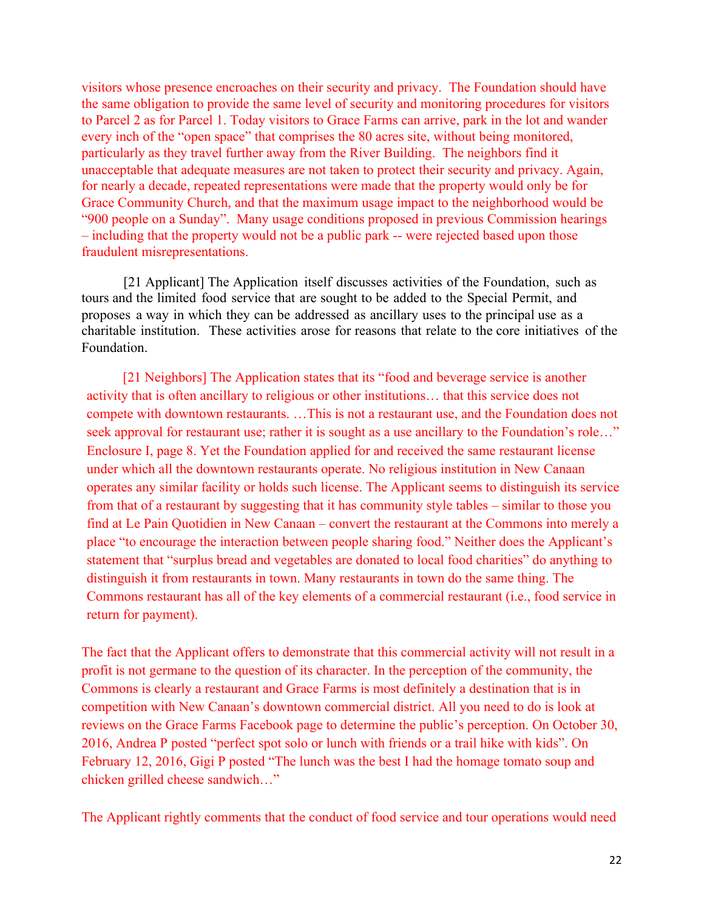visitors whose presence encroaches on their security and privacy. The Foundation should have the same obligation to provide the same level of security and monitoring procedures for visitors to Parcel 2 as for Parcel 1. Today visitors to Grace Farms can arrive, park in the lot and wander every inch of the "open space" that comprises the 80 acres site, without being monitored, particularly as they travel further away from the River Building. The neighbors find it unacceptable that adequate measures are not taken to protect their security and privacy. Again, for nearly a decade, repeated representations were made that the property would only be for Grace Community Church, and that the maximum usage impact to the neighborhood would be "900 people on a Sunday". Many usage conditions proposed in previous Commission hearings – including that the property would not be a public park -- were rejected based upon those fraudulent misrepresentations.

[21 Applicant] The Application itself discusses activities of the Foundation, such as tours and the limited food service that are sought to be added to the Special Permit, and proposes a way in which they can be addressed as ancillary uses to the principal use as a charitable institution. These activities arose for reasons that relate to the core initiatives of the Foundation.

[21 Neighbors] The Application states that its "food and beverage service is another activity that is often ancillary to religious or other institutions… that this service does not compete with downtown restaurants. …This is not a restaurant use, and the Foundation does not seek approval for restaurant use; rather it is sought as a use ancillary to the Foundation's role…" Enclosure I, page 8. Yet the Foundation applied for and received the same restaurant license under which all the downtown restaurants operate. No religious institution in New Canaan operates any similar facility or holds such license. The Applicant seems to distinguish its service from that of a restaurant by suggesting that it has community style tables – similar to those you find at Le Pain Quotidien in New Canaan – convert the restaurant at the Commons into merely a place "to encourage the interaction between people sharing food." Neither does the Applicant's statement that "surplus bread and vegetables are donated to local food charities" do anything to distinguish it from restaurants in town. Many restaurants in town do the same thing. The Commons restaurant has all of the key elements of a commercial restaurant (i.e., food service in return for payment).

The fact that the Applicant offers to demonstrate that this commercial activity will not result in a profit is not germane to the question of its character. In the perception of the community, the Commons is clearly a restaurant and Grace Farms is most definitely a destination that is in competition with New Canaan's downtown commercial district. All you need to do is look at reviews on the Grace Farms Facebook page to determine the public's perception. On October 30, 2016, Andrea P posted "perfect spot solo or lunch with friends or a trail hike with kids". On February 12, 2016, Gigi P posted "The lunch was the best I had the homage tomato soup and chicken grilled cheese sandwich…"

The Applicant rightly comments that the conduct of food service and tour operations would need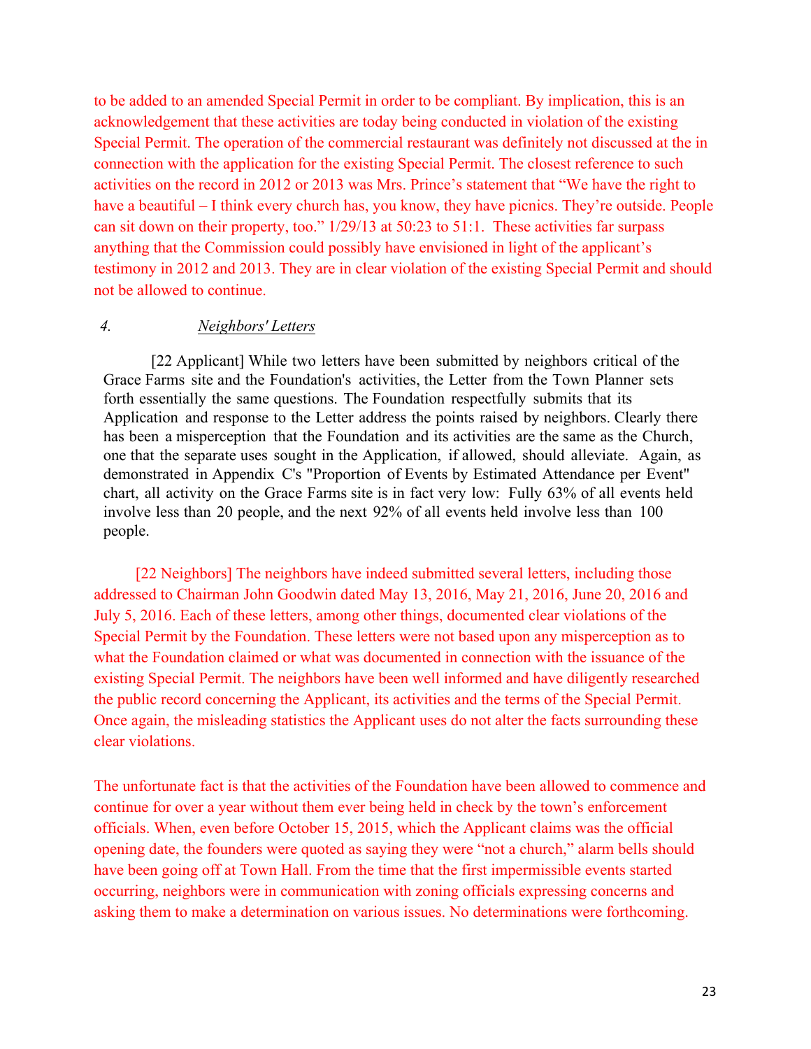to be added to an amended Special Permit in order to be compliant. By implication, this is an acknowledgement that these activities are today being conducted in violation of the existing Special Permit. The operation of the commercial restaurant was definitely not discussed at the in connection with the application for the existing Special Permit. The closest reference to such activities on the record in 2012 or 2013 was Mrs. Prince's statement that "We have the right to have a beautiful – I think every church has, you know, they have picnics. They're outside. People can sit down on their property, too." 1/29/13 at 50:23 to 51:1. These activities far surpass anything that the Commission could possibly have envisioned in light of the applicant's testimony in 2012 and 2013. They are in clear violation of the existing Special Permit and should not be allowed to continue.

### 4. *Neighbors' Letters*

[22 Applicant] While two letters have been submitted by neighbors critical of the Grace Farms site and the Foundation's activities, the Letter from the Town Planner sets forth essentially the same questions. The Foundation respectfully submits that its Application and response to the Letter address the points raised by neighbors. Clearly there has been a misperception that the Foundation and its activities are the same as the Church, one that the separate uses sought in the Application, if allowed, should alleviate. Again, as demonstrated in Appendix C's "Proportion of Events by Estimated Attendance per Event" chart, all activity on the Grace Farms site is in fact very low: Fully 63% of all events held involve less than 20 people, and the next 92% of all events held involve less than 100 people.

[22 Neighbors] The neighbors have indeed submitted several letters, including those addressed to Chairman John Goodwin dated May 13, 2016, May 21, 2016, June 20, 2016 and July 5, 2016. Each of these letters, among other things, documented clear violations of the Special Permit by the Foundation. These letters were not based upon any misperception as to what the Foundation claimed or what was documented in connection with the issuance of the existing Special Permit. The neighbors have been well informed and have diligently researched the public record concerning the Applicant, its activities and the terms of the Special Permit. Once again, the misleading statistics the Applicant uses do not alter the facts surrounding these clear violations.

The unfortunate fact is that the activities of the Foundation have been allowed to commence and continue for over a year without them ever being held in check by the town's enforcement officials. When, even before October 15, 2015, which the Applicant claims was the official opening date, the founders were quoted as saying they were "not a church," alarm bells should have been going off at Town Hall. From the time that the first impermissible events started occurring, neighbors were in communication with zoning officials expressing concerns and asking them to make a determination on various issues. No determinations were forthcoming.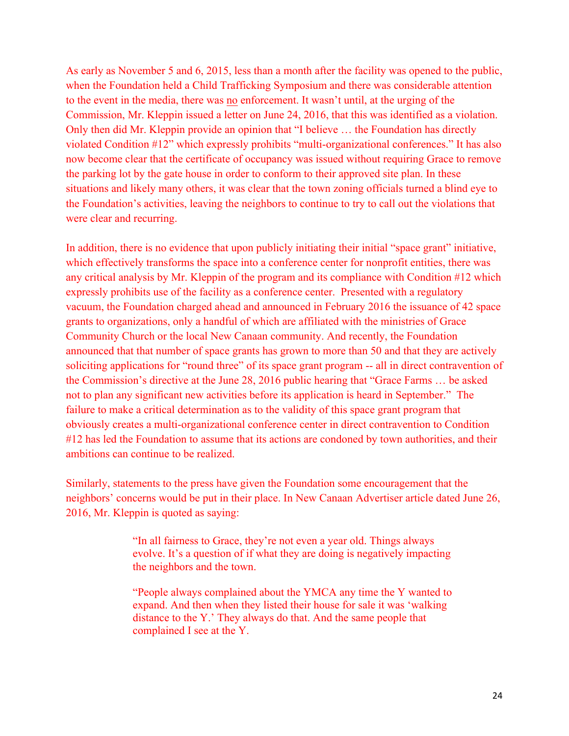As early as November 5 and 6, 2015, less than a month after the facility was opened to the public, when the Foundation held a Child Trafficking Symposium and there was considerable attention to the event in the media, there was no enforcement. It wasn't until, at the urging of the Commission, Mr. Kleppin issued a letter on June 24, 2016, that this was identified as a violation. Only then did Mr. Kleppin provide an opinion that "I believe … the Foundation has directly violated Condition #12" which expressly prohibits "multi-organizational conferences." It has also now become clear that the certificate of occupancy was issued without requiring Grace to remove the parking lot by the gate house in order to conform to their approved site plan. In these situations and likely many others, it was clear that the town zoning officials turned a blind eye to the Foundation's activities, leaving the neighbors to continue to try to call out the violations that were clear and recurring.

In addition, there is no evidence that upon publicly initiating their initial "space grant" initiative, which effectively transforms the space into a conference center for nonprofit entities, there was any critical analysis by Mr. Kleppin of the program and its compliance with Condition #12 which expressly prohibits use of the facility as a conference center. Presented with a regulatory vacuum, the Foundation charged ahead and announced in February 2016 the issuance of 42 space grants to organizations, only a handful of which are affiliated with the ministries of Grace Community Church or the local New Canaan community. And recently, the Foundation announced that that number of space grants has grown to more than 50 and that they are actively soliciting applications for "round three" of its space grant program -- all in direct contravention of the Commission's directive at the June 28, 2016 public hearing that "Grace Farms … be asked not to plan any significant new activities before its application is heard in September." The failure to make a critical determination as to the validity of this space grant program that obviously creates a multi-organizational conference center in direct contravention to Condition #12 has led the Foundation to assume that its actions are condoned by town authorities, and their ambitions can continue to be realized.

Similarly, statements to the press have given the Foundation some encouragement that the neighbors' concerns would be put in their place. In New Canaan Advertiser article dated June 26, 2016, Mr. Kleppin is quoted as saying:

> "In all fairness to Grace, they're not even a year old. Things always evolve. It's a question of if what they are doing is negatively impacting the neighbors and the town.
>
> "People always complained about the YMCA any time the Y wanted to expand. And then when they listed their house for sale it was 'walking distance to the Y.' They always do that. And the same people that complained I see at the Y.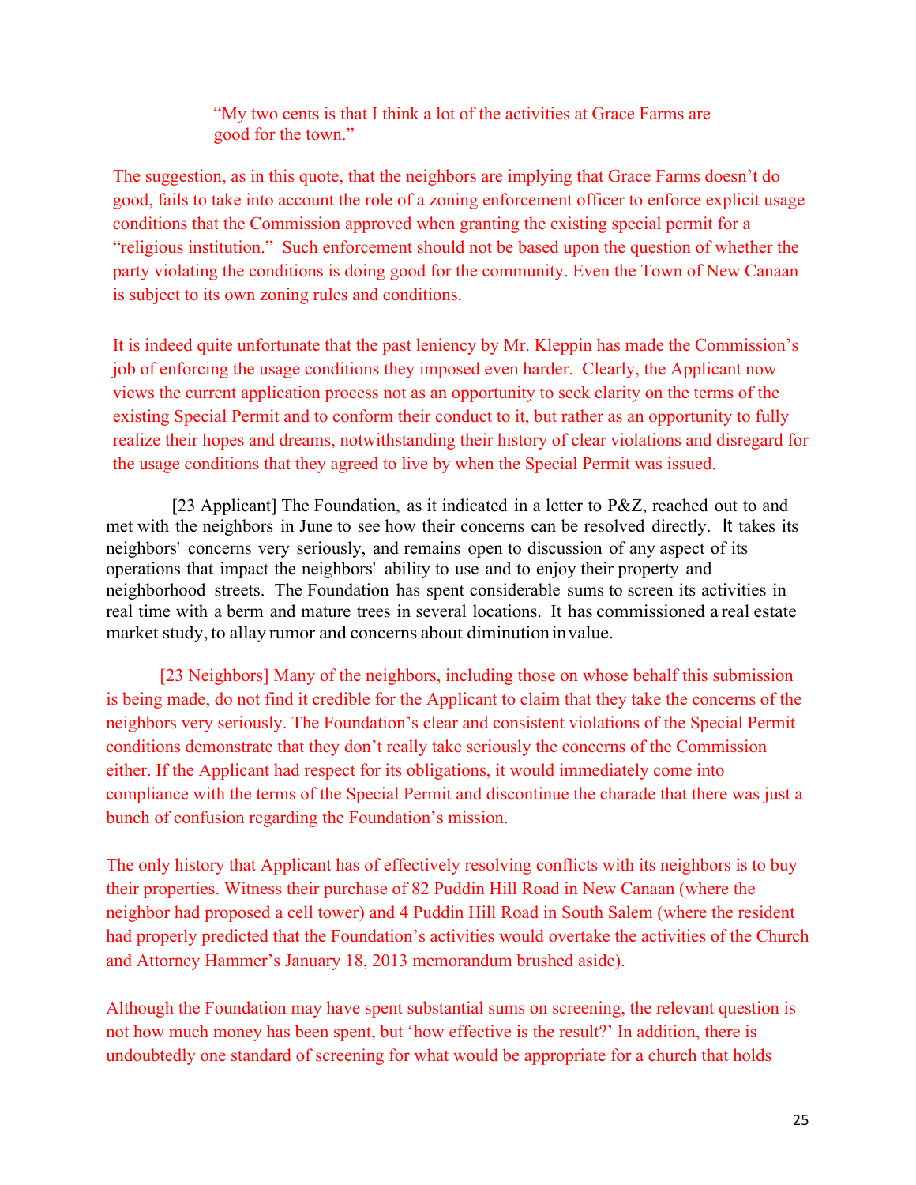> "My two cents is that I think a lot of the activities at Grace Farms are good for the town."

The suggestion, as in this quote, that the neighbors are implying that Grace Farms doesn't do good, fails to take into account the role of a zoning enforcement officer to enforce explicit usage conditions that the Commission approved when granting the existing special permit for a "religious institution." Such enforcement should not be based upon the question of whether the party violating the conditions is doing good for the community. Even the Town of New Canaan is subject to its own zoning rules and conditions.

It is indeed quite unfortunate that the past leniency by Mr. Kleppin has made the Commission's job of enforcing the usage conditions they imposed even harder. Clearly, the Applicant now views the current application process not as an opportunity to seek clarity on the terms of the existing Special Permit and to conform their conduct to it, but rather as an opportunity to fully realize their hopes and dreams, notwithstanding their history of clear violations and disregard for the usage conditions that they agreed to live by when the Special Permit was issued.

[23 Applicant] The Foundation, as it indicated in a letter to P&Z, reached out to and met with the neighbors in June to see how their concerns can be resolved directly. It takes its neighbors' concerns very seriously, and remains open to discussion of any aspect of its operations that impact the neighbors' ability to use and to enjoy their property and neighborhood streets. The Foundation has spent considerable sums to screen its activities in real time with a berm and mature trees in several locations. It has commissioned a real estate market study, to allay rumor and concerns about diminution in value.

[23 Neighbors] Many of the neighbors, including those on whose behalf this submission is being made, do not find it credible for the Applicant to claim that they take the concerns of the neighbors very seriously. The Foundation's clear and consistent violations of the Special Permit conditions demonstrate that they don't really take seriously the concerns of the Commission either. If the Applicant had respect for its obligations, it would immediately come into compliance with the terms of the Special Permit and discontinue the charade that there was just a bunch of confusion regarding the Foundation's mission.

The only history that Applicant has of effectively resolving conflicts with its neighbors is to buy their properties. Witness their purchase of 82 Puddin Hill Road in New Canaan (where the neighbor had proposed a cell tower) and 4 Puddin Hill Road in South Salem (where the resident had properly predicted that the Foundation's activities would overtake the activities of the Church and Attorney Hammer's January 18, 2013 memorandum brushed aside).

Although the Foundation may have spent substantial sums on screening, the relevant question is not how much money has been spent, but 'how effective is the result?' In addition, there is undoubtedly one standard of screening for what would be appropriate for a church that holds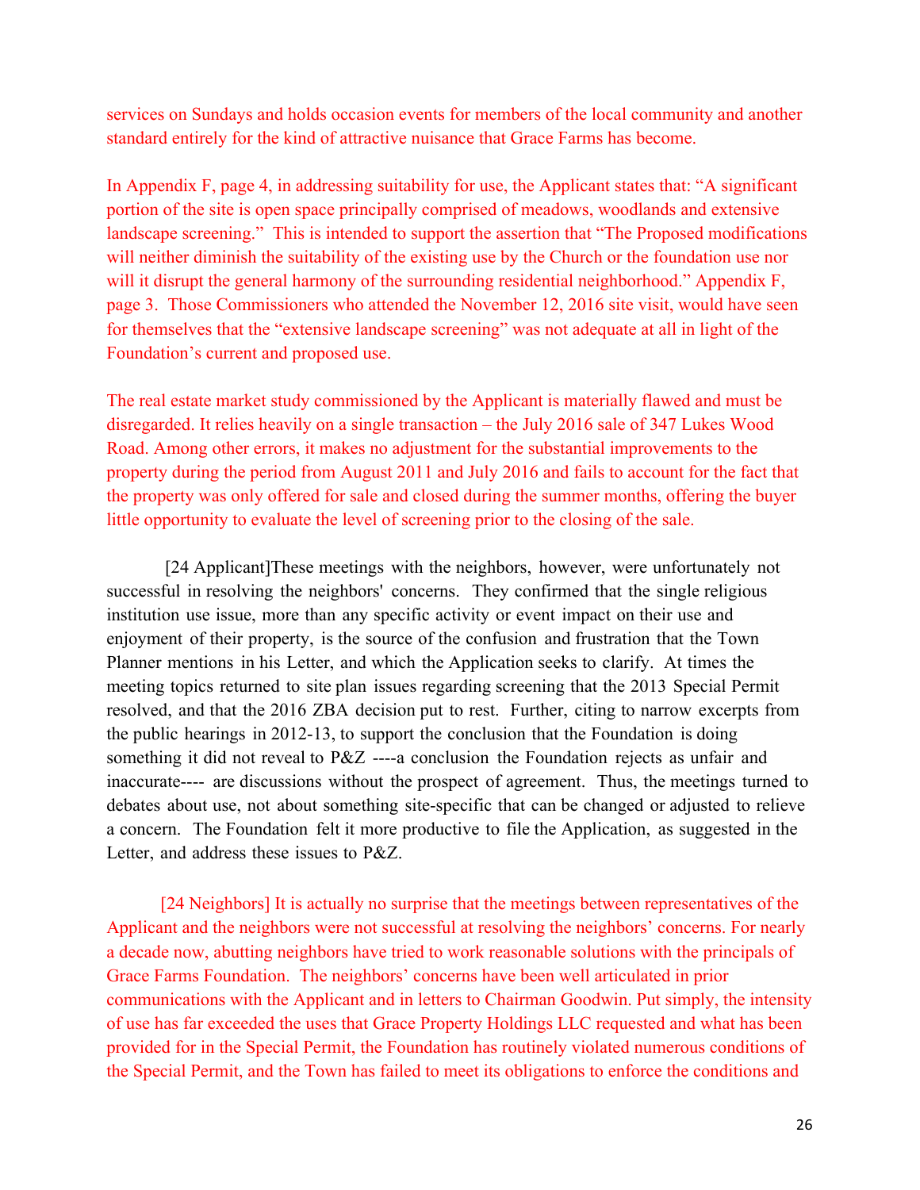services on Sundays and holds occasion events for members of the local community and another standard entirely for the kind of attractive nuisance that Grace Farms has become.

In Appendix F, page 4, in addressing suitability for use, the Applicant states that: "A significant portion of the site is open space principally comprised of meadows, woodlands and extensive landscape screening." This is intended to support the assertion that "The Proposed modifications will neither diminish the suitability of the existing use by the Church or the foundation use nor will it disrupt the general harmony of the surrounding residential neighborhood." Appendix F, page 3. Those Commissioners who attended the November 12, 2016 site visit, would have seen for themselves that the "extensive landscape screening" was not adequate at all in light of the Foundation's current and proposed use.

The real estate market study commissioned by the Applicant is materially flawed and must be disregarded. It relies heavily on a single transaction – the July 2016 sale of 347 Lukes Wood Road. Among other errors, it makes no adjustment for the substantial improvements to the property during the period from August 2011 and July 2016 and fails to account for the fact that the property was only offered for sale and closed during the summer months, offering the buyer little opportunity to evaluate the level of screening prior to the closing of the sale.

[24 Applicant]These meetings with the neighbors, however, were unfortunately not successful in resolving the neighbors' concerns. They confirmed that the single religious institution use issue, more than any specific activity or event impact on their use and enjoyment of their property, is the source of the confusion and frustration that the Town Planner mentions in his Letter, and which the Application seeks to clarify. At times the meeting topics returned to site plan issues regarding screening that the 2013 Special Permit resolved, and that the 2016 ZBA decision put to rest. Further, citing to narrow excerpts from the public hearings in 2012-13, to support the conclusion that the Foundation is doing something it did not reveal to P&Z ----a conclusion the Foundation rejects as unfair and inaccurate---- are discussions without the prospect of agreement. Thus, the meetings turned to debates about use, not about something site-specific that can be changed or adjusted to relieve a concern. The Foundation felt it more productive to file the Application, as suggested in the Letter, and address these issues to P&Z.

[24 Neighbors] It is actually no surprise that the meetings between representatives of the Applicant and the neighbors were not successful at resolving the neighbors' concerns. For nearly a decade now, abutting neighbors have tried to work reasonable solutions with the principals of Grace Farms Foundation. The neighbors' concerns have been well articulated in prior communications with the Applicant and in letters to Chairman Goodwin. Put simply, the intensity of use has far exceeded the uses that Grace Property Holdings LLC requested and what has been provided for in the Special Permit, the Foundation has routinely violated numerous conditions of the Special Permit, and the Town has failed to meet its obligations to enforce the conditions and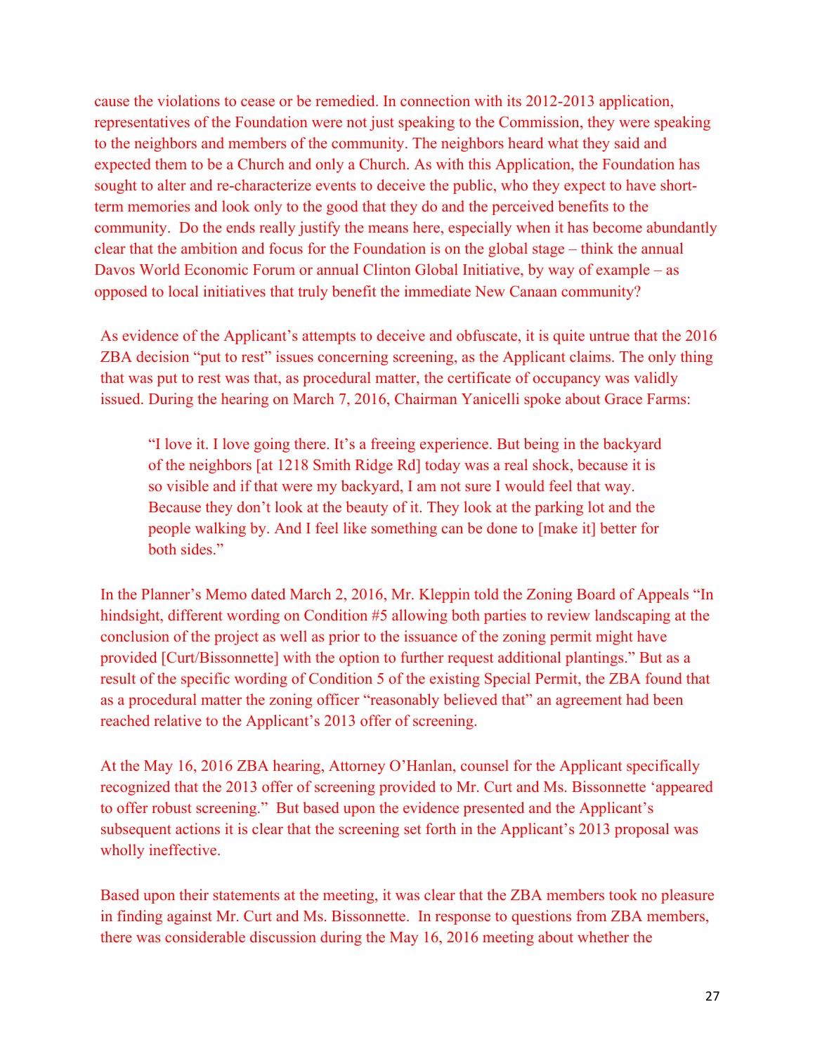cause the violations to cease or be remedied. In connection with its 2012-2013 application, representatives of the Foundation were not just speaking to the Commission, they were speaking to the neighbors and members of the community. The neighbors heard what they said and expected them to be a Church and only a Church. As with this Application, the Foundation has sought to alter and re-characterize events to deceive the public, who they expect to have short-term memories and look only to the good that they do and the perceived benefits to the community. Do the ends really justify the means here, especially when it has become abundantly clear that the ambition and focus for the Foundation is on the global stage – think the annual Davos World Economic Forum or annual Clinton Global Initiative, by way of example – as opposed to local initiatives that truly benefit the immediate New Canaan community?

As evidence of the Applicant's attempts to deceive and obfuscate, it is quite untrue that the 2016 ZBA decision "put to rest" issues concerning screening, as the Applicant claims. The only thing that was put to rest was that, as procedural matter, the certificate of occupancy was validly issued. During the hearing on March 7, 2016, Chairman Yanicelli spoke about Grace Farms:

> "I love it. I love going there. It's a freeing experience. But being in the backyard of the neighbors [at 1218 Smith Ridge Rd] today was a real shock, because it is so visible and if that were my backyard, I am not sure I would feel that way. Because they don't look at the beauty of it. They look at the parking lot and the people walking by. And I feel like something can be done to [make it] better for both sides."

In the Planner's Memo dated March 2, 2016, Mr. Kleppin told the Zoning Board of Appeals "In hindsight, different wording on Condition #5 allowing both parties to review landscaping at the conclusion of the project as well as prior to the issuance of the zoning permit might have provided [Curt/Bissonnette] with the option to further request additional plantings." But as a result of the specific wording of Condition 5 of the existing Special Permit, the ZBA found that as a procedural matter the zoning officer "reasonably believed that" an agreement had been reached relative to the Applicant's 2013 offer of screening.

At the May 16, 2016 ZBA hearing, Attorney O'Hanlan, counsel for the Applicant specifically recognized that the 2013 offer of screening provided to Mr. Curt and Ms. Bissonnette 'appeared to offer robust screening." But based upon the evidence presented and the Applicant's subsequent actions it is clear that the screening set forth in the Applicant's 2013 proposal was wholly ineffective.

Based upon their statements at the meeting, it was clear that the ZBA members took no pleasure in finding against Mr. Curt and Ms. Bissonnette. In response to questions from ZBA members, there was considerable discussion during the May 16, 2016 meeting about whether the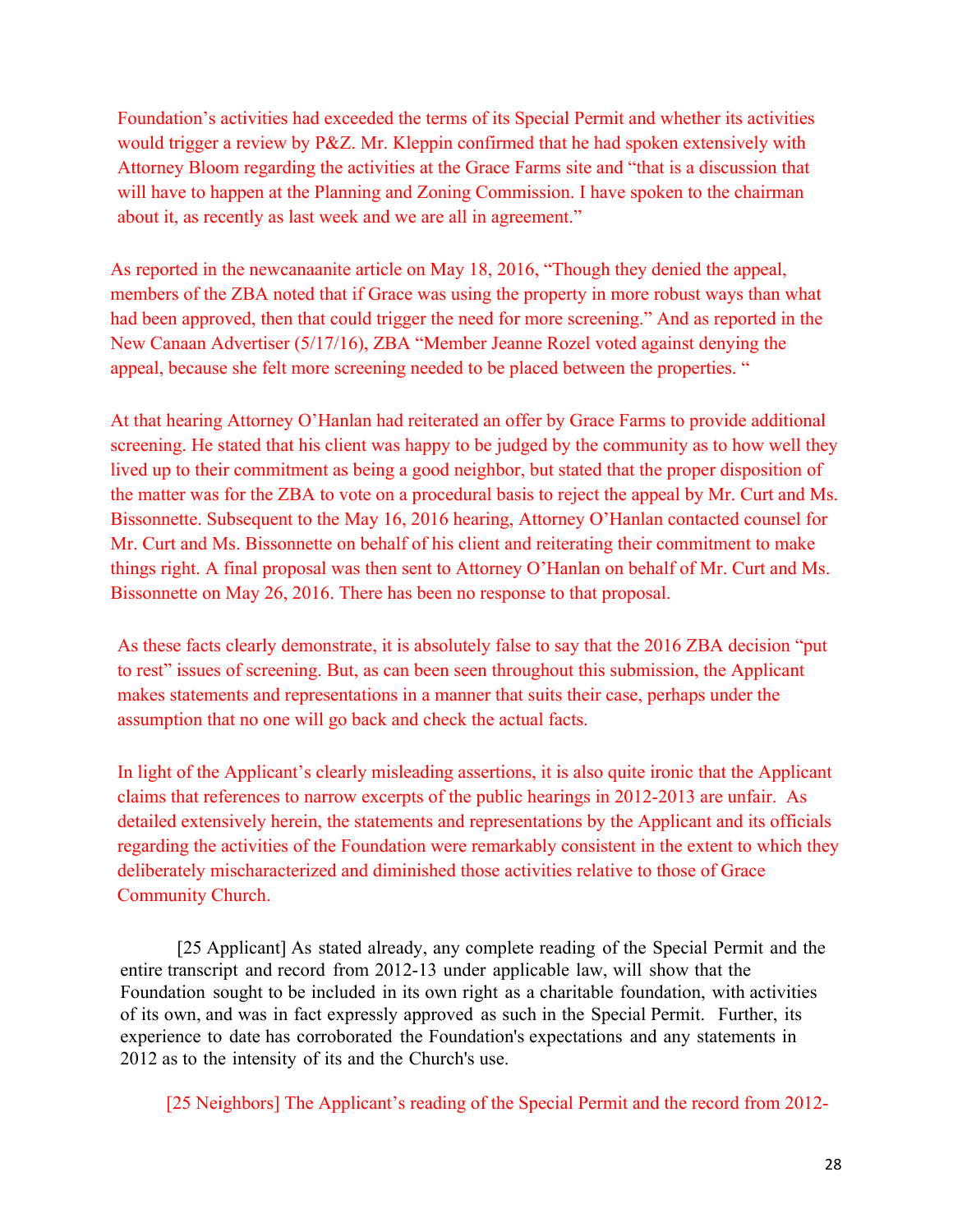Foundation's activities had exceeded the terms of its Special Permit and whether its activities would trigger a review by P&Z. Mr. Kleppin confirmed that he had spoken extensively with Attorney Bloom regarding the activities at the Grace Farms site and "that is a discussion that will have to happen at the Planning and Zoning Commission. I have spoken to the chairman about it, as recently as last week and we are all in agreement."

As reported in the newcanaanite article on May 18, 2016, "Though they denied the appeal, members of the ZBA noted that if Grace was using the property in more robust ways than what had been approved, then that could trigger the need for more screening." And as reported in the New Canaan Advertiser (5/17/16), ZBA "Member Jeanne Rozel voted against denying the appeal, because she felt more screening needed to be placed between the properties. "

At that hearing Attorney O'Hanlan had reiterated an offer by Grace Farms to provide additional screening. He stated that his client was happy to be judged by the community as to how well they lived up to their commitment as being a good neighbor, but stated that the proper disposition of the matter was for the ZBA to vote on a procedural basis to reject the appeal by Mr. Curt and Ms. Bissonnette. Subsequent to the May 16, 2016 hearing, Attorney O'Hanlan contacted counsel for Mr. Curt and Ms. Bissonnette on behalf of his client and reiterating their commitment to make things right. A final proposal was then sent to Attorney O'Hanlan on behalf of Mr. Curt and Ms. Bissonnette on May 26, 2016. There has been no response to that proposal.

As these facts clearly demonstrate, it is absolutely false to say that the 2016 ZBA decision "put to rest" issues of screening. But, as can been seen throughout this submission, the Applicant makes statements and representations in a manner that suits their case, perhaps under the assumption that no one will go back and check the actual facts.

In light of the Applicant's clearly misleading assertions, it is also quite ironic that the Applicant claims that references to narrow excerpts of the public hearings in 2012-2013 are unfair. As detailed extensively herein, the statements and representations by the Applicant and its officials regarding the activities of the Foundation were remarkably consistent in the extent to which they deliberately mischaracterized and diminished those activities relative to those of Grace Community Church.

[25 Applicant] As stated already, any complete reading of the Special Permit and the entire transcript and record from 2012-13 under applicable law, will show that the Foundation sought to be included in its own right as a charitable foundation, with activities of its own, and was in fact expressly approved as such in the Special Permit. Further, its experience to date has corroborated the Foundation's expectations and any statements in 2012 as to the intensity of its and the Church's use.

[25 Neighbors] The Applicant's reading of the Special Permit and the record from 2012-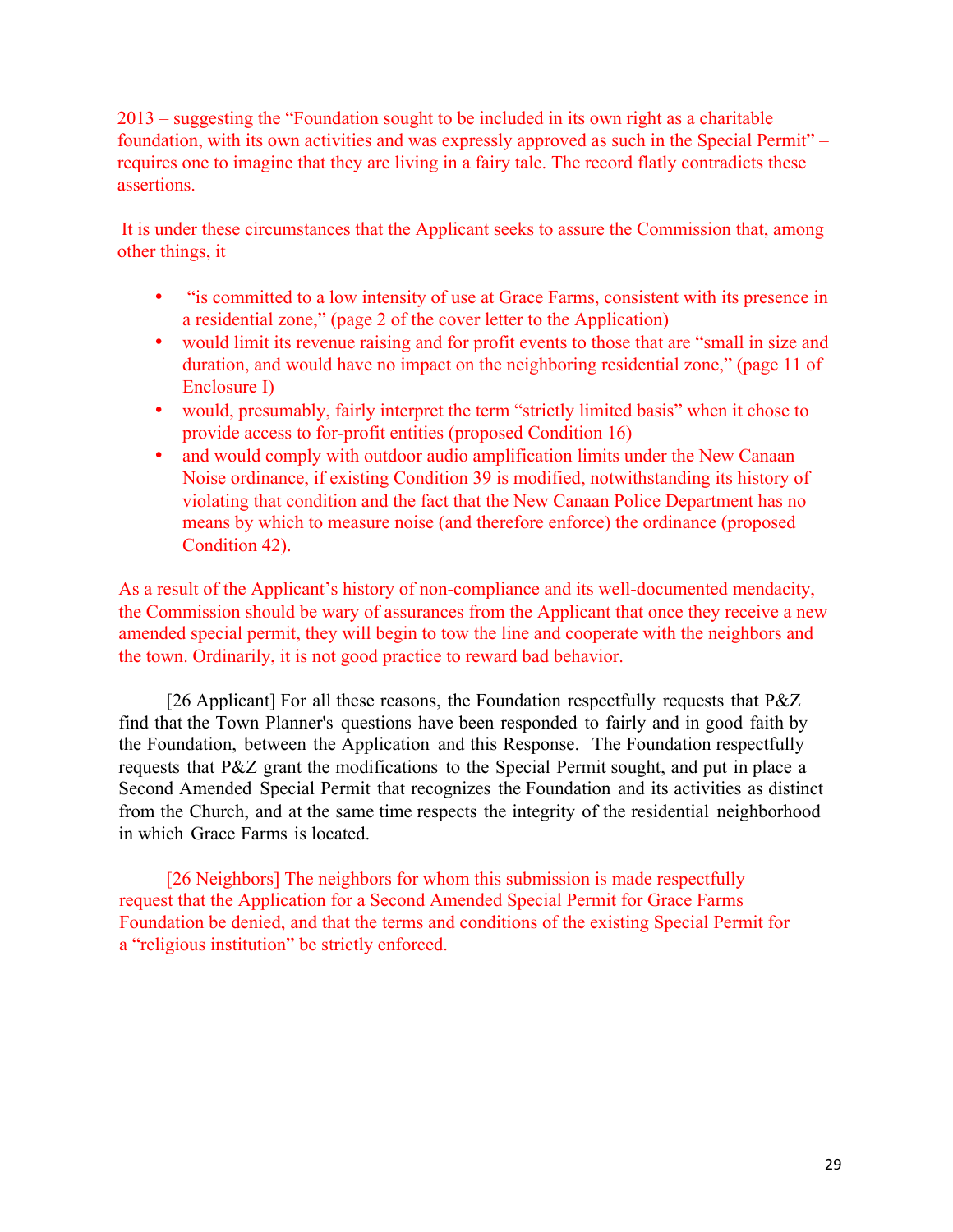2013 – suggesting the "Foundation sought to be included in its own right as a charitable foundation, with its own activities and was expressly approved as such in the Special Permit" – requires one to imagine that they are living in a fairy tale. The record flatly contradicts these assertions.

It is under these circumstances that the Applicant seeks to assure the Commission that, among other things, it

- "is committed to a low intensity of use at Grace Farms, consistent with its presence in a residential zone," (page 2 of the cover letter to the Application)
- would limit its revenue raising and for profit events to those that are "small in size and duration, and would have no impact on the neighboring residential zone," (page 11 of Enclosure I)
- would, presumably, fairly interpret the term "strictly limited basis" when it chose to provide access to for-profit entities (proposed Condition 16)
- and would comply with outdoor audio amplification limits under the New Canaan Noise ordinance, if existing Condition 39 is modified, notwithstanding its history of violating that condition and the fact that the New Canaan Police Department has no means by which to measure noise (and therefore enforce) the ordinance (proposed Condition 42).

As a result of the Applicant's history of non-compliance and its well-documented mendacity, the Commission should be wary of assurances from the Applicant that once they receive a new amended special permit, they will begin to tow the line and cooperate with the neighbors and the town. Ordinarily, it is not good practice to reward bad behavior.

[26 Applicant] For all these reasons, the Foundation respectfully requests that P&Z find that the Town Planner's questions have been responded to fairly and in good faith by the Foundation, between the Application and this Response. The Foundation respectfully requests that P&Z grant the modifications to the Special Permit sought, and put in place a Second Amended Special Permit that recognizes the Foundation and its activities as distinct from the Church, and at the same time respects the integrity of the residential neighborhood in which Grace Farms is located.

[26 Neighbors] The neighbors for whom this submission is made respectfully request that the Application for a Second Amended Special Permit for Grace Farms Foundation be denied, and that the terms and conditions of the existing Special Permit for a "religious institution" be strictly enforced.